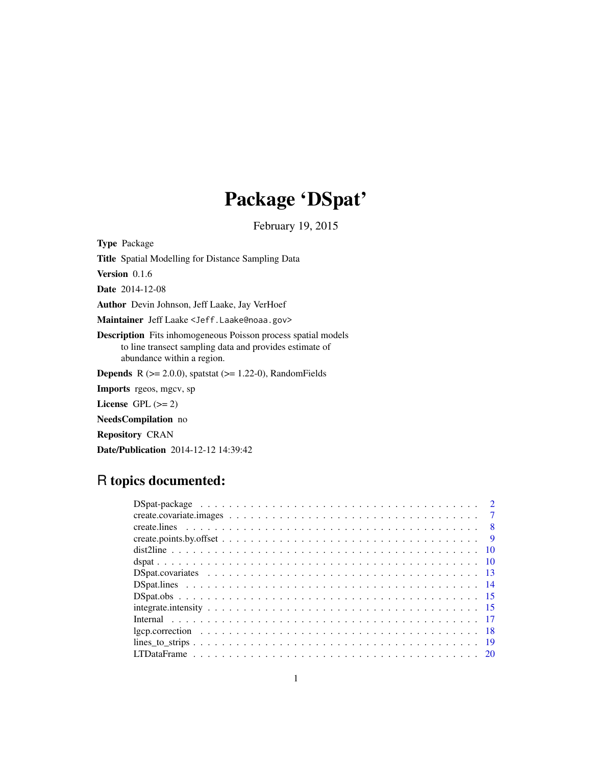# Package 'DSpat'

February 19, 2015

**Type** Package

**Title** Spatial Modelling for Distance Sampling Data

**Version** 0.1.6

**Date** 2014-12-08

**Author** Devin Johnson, Jeff Laake, Jay VerHoef

**Maintainer** Jeff Laake <Jeff.Laake@noaa.gov>

**Description** Fits inhomogeneous Poisson process spatial models to line transect sampling data and provides estimate of abundance within a region.

**Depends** R (>= 2.0.0), spatstat (>= 1.22-0), RandomFields

**Imports** rgeos, mgcv, sp

**License** GPL (>= 2)

**NeedsCompilation** no

**Repository** CRAN

**Date/Publication** 2014-12-12 14:39:42

## R topics documented:

| | |
|---|---|
| DSpat-package | 2 |
| create.covariate.images | 7 |
| create.lines | 8 |
| create.points.by.offset | 9 |
| dist2line | 10 |
| dspat | 10 |
| DSpat.covariates | 13 |
| DSpat.lines | 14 |
| DSpat.obs | 15 |
| integrate.intensity | 15 |
| Internal | 17 |
| lgcp.correction | 18 |
| lines_to_strips | 19 |
| LTDataFrame | 20 |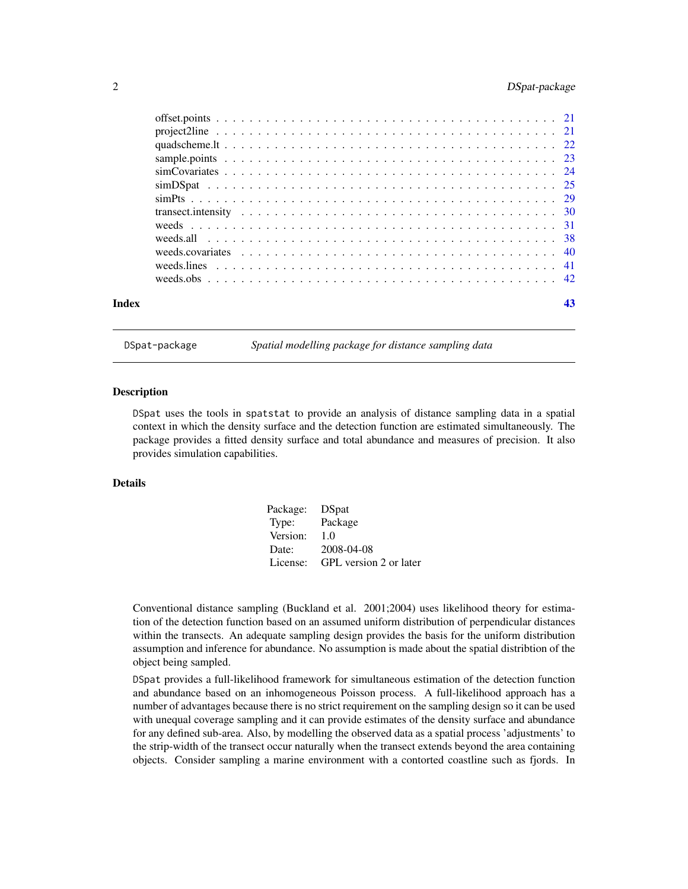offset.points . . . . . . . . . . . . . . . . . . . . . . . . . . . . . . . . . . . . . . . . 21
project2line . . . . . . . . . . . . . . . . . . . . . . . . . . . . . . . . . . . . . . . . 21
quadscheme.lt . . . . . . . . . . . . . . . . . . . . . . . . . . . . . . . . . . . . . . . 22
sample.points . . . . . . . . . . . . . . . . . . . . . . . . . . . . . . . . . . . . . . . 23
simCovariates . . . . . . . . . . . . . . . . . . . . . . . . . . . . . . . . . . . . . . . 24
simDSpat . . . . . . . . . . . . . . . . . . . . . . . . . . . . . . . . . . . . . . . . . 25
simPts . . . . . . . . . . . . . . . . . . . . . . . . . . . . . . . . . . . . . . . . . . 29
transect.intensity . . . . . . . . . . . . . . . . . . . . . . . . . . . . . . . . . . . . . 30
weeds . . . . . . . . . . . . . . . . . . . . . . . . . . . . . . . . . . . . . . . . . . 31
weeds.all . . . . . . . . . . . . . . . . . . . . . . . . . . . . . . . . . . . . . . . . . 38
weeds.covariates . . . . . . . . . . . . . . . . . . . . . . . . . . . . . . . . . . . . . 40
weeds.lines . . . . . . . . . . . . . . . . . . . . . . . . . . . . . . . . . . . . . . . . 41
weeds.obs . . . . . . . . . . . . . . . . . . . . . . . . . . . . . . . . . . . . . . . . . 42

**Index** **43**

---

`DSpat-package` *Spatial modelling package for distance sampling data*

---

## Description

`DSpat` uses the tools in `spatstat` to provide an analysis of distance sampling data in a spatial context in which the density surface and the detection function are estimated simultaneously. The package provides a fitted density surface and total abundance and measures of precision. It also provides simulation capabilities.

## Details

| | |
|---|---|
| Package: | DSpat |
| Type: | Package |
| Version: | 1.0 |
| Date: | 2008-04-08 |
| License: | GPL version 2 or later |

Conventional distance sampling (Buckland et al. 2001;2004) uses likelihood theory for estimation of the detection function based on an assumed uniform distribution of perpendicular distances within the transects. An adequate sampling design provides the basis for the uniform distribution assumption and inference for abundance. No assumption is made about the spatial distribtion of the object being sampled.

`DSpat` provides a full-likelihood framework for simultaneous estimation of the detection function and abundance based on an inhomogeneous Poisson process. A full-likelihood approach has a number of advantages because there is no strict requirement on the sampling design so it can be used with unequal coverage sampling and it can provide estimates of the density surface and abundance for any defined sub-area. Also, by modelling the observed data as a spatial process 'adjustments' to the strip-width of the transect occur naturally when the transect extends beyond the area containing objects. Consider sampling a marine environment with a contorted coastline such as fjords. In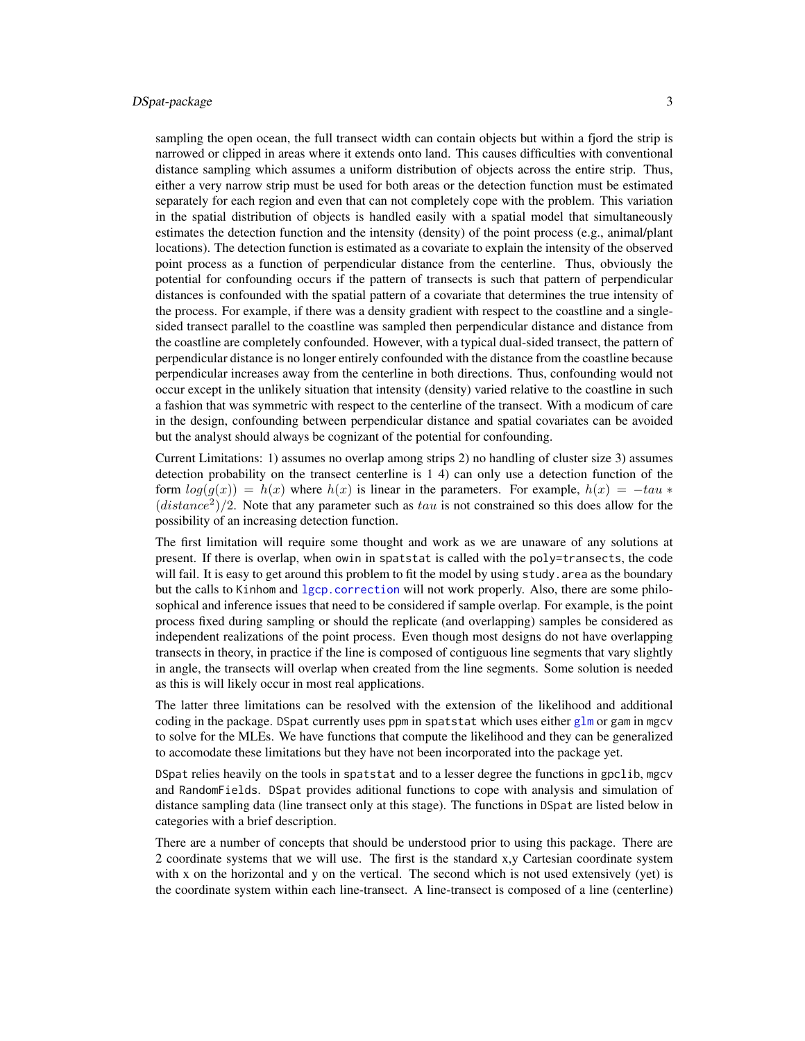sampling the open ocean, the full transect width can contain objects but within a fjord the strip is narrowed or clipped in areas where it extends onto land. This causes difficulties with conventional distance sampling which assumes a uniform distribution of objects across the entire strip. Thus, either a very narrow strip must be used for both areas or the detection function must be estimated separately for each region and even that can not completely cope with the problem. This variation in the spatial distribution of objects is handled easily with a spatial model that simultaneously estimates the detection function and the intensity (density) of the point process (e.g., animal/plant locations). The detection function is estimated as a covariate to explain the intensity of the observed point process as a function of perpendicular distance from the centerline. Thus, obviously the potential for confounding occurs if the pattern of transects is such that pattern of perpendicular distances is confounded with the spatial pattern of a covariate that determines the true intensity of the process. For example, if there was a density gradient with respect to the coastline and a single-sided transect parallel to the coastline was sampled then perpendicular distance and distance from the coastline are completely confounded. However, with a typical dual-sided transect, the pattern of perpendicular distance is no longer entirely confounded with the distance from the coastline because perpendicular increases away from the centerline in both directions. Thus, confounding would not occur except in the unlikely situation that intensity (density) varied relative to the coastline in such a fashion that was symmetric with respect to the centerline of the transect. With a modicum of care in the design, confounding between perpendicular distance and spatial covariates can be avoided but the analyst should always be cognizant of the potential for confounding.

Current Limitations: 1) assumes no overlap among strips 2) no handling of cluster size 3) assumes detection probability on the transect centerline is 1 4) can only use a detection function of the form $log(g(x)) = h(x)$ where $h(x)$ is linear in the parameters. For example, $h(x) = -tau * (distance^2)/2$. Note that any parameter such as $tau$ is not constrained so this does allow for the possibility of an increasing detection function.

The first limitation will require some thought and work as we are unaware of any solutions at present. If there is overlap, when `owin` in `spatstat` is called with the `poly=transects`, the code will fail. It is easy to get around this problem to fit the model by using `study.area` as the boundary but the calls to `Kinhom` and `lgcp.correction` will not work properly. Also, there are some philosophical and inference issues that need to be considered if sample overlap. For example, is the point process fixed during sampling or should the replicate (and overlapping) samples be considered as independent realizations of the point process. Even though most designs do not have overlapping transects in theory, in practice if the line is composed of contiguous line segments that vary slightly in angle, the transects will overlap when created from the line segments. Some solution is needed as this is will likely occur in most real applications.

The latter three limitations can be resolved with the extension of the likelihood and additional coding in the package. `DSpat` currently uses `ppm` in `spatstat` which uses either `glm` or `gam` in `mgcv` to solve for the MLEs. We have functions that compute the likelihood and they can be generalized to accomodate these limitations but they have not been incorporated into the package yet.

`DSpat` relies heavily on the tools in `spatstat` and to a lesser degree the functions in `gpclib`, `mgcv` and `RandomFields`. `DSpat` provides aditional functions to cope with analysis and simulation of distance sampling data (line transect only at this stage). The functions in `DSpat` are listed below in categories with a brief description.

There are a number of concepts that should be understood prior to using this package. There are 2 coordinate systems that we will use. The first is the standard x,y Cartesian coordinate system with x on the horizontal and y on the vertical. The second which is not used extensively (yet) is the coordinate system within each line-transect. A line-transect is composed of a line (centerline)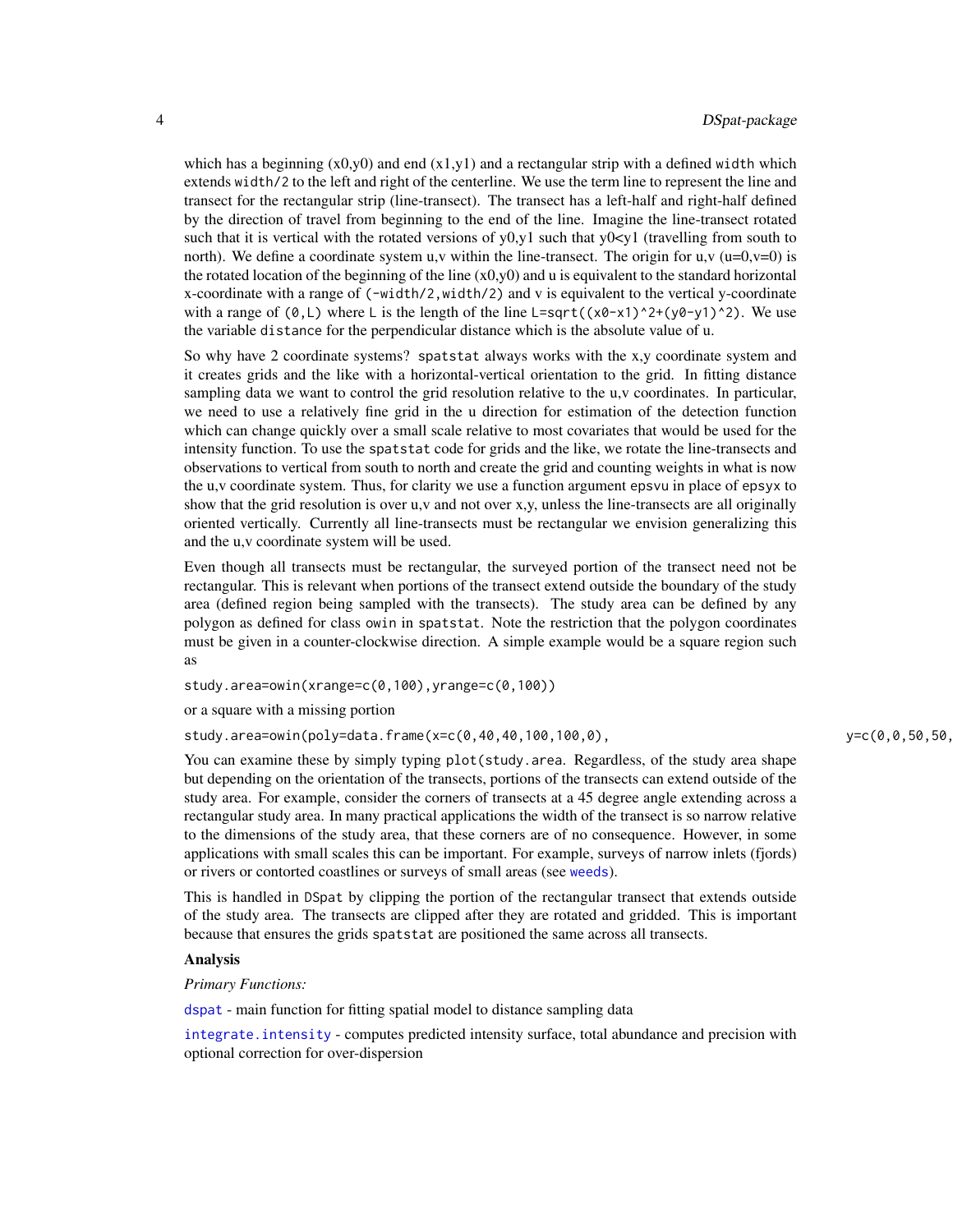which has a beginning (x0,y0) and end (x1,y1) and a rectangular strip with a defined `width` which extends `width/2` to the left and right of the centerline. We use the term line to represent the line and transect for the rectangular strip (line-transect). The transect has a left-half and right-half defined by the direction of travel from beginning to the end of the line. Imagine the line-transect rotated such that it is vertical with the rotated versions of y0,y1 such that y0<y1 (travelling from south to north). We define a coordinate system u,v within the line-transect. The origin for u,v (u=0,v=0) is the rotated location of the beginning of the line (x0,y0) and u is equivalent to the standard horizontal x-coordinate with a range of `(-width/2,width/2)` and v is equivalent to the vertical y-coordinate with a range of `(0,L)` where `L` is the length of the line `L=sqrt((x0-x1)^2+(y0-y1)^2)`. We use the variable `distance` for the perpendicular distance which is the absolute value of u.

So why have 2 coordinate systems? `spatstat` always works with the x,y coordinate system and it creates grids and the like with a horizontal-vertical orientation to the grid. In fitting distance sampling data we want to control the grid resolution relative to the u,v coordinates. In particular, we need to use a relatively fine grid in the u direction for estimation of the detection function which can change quickly over a small scale relative to most covariates that would be used for the intensity function. To use the `spatstat` code for grids and the like, we rotate the line-transects and observations to vertical from south to north and create the grid and counting weights in what is now the u,v coordinate system. Thus, for clarity we use a function argument `epsvu` in place of `epsyx` to show that the grid resolution is over u,v and not over x,y, unless the line-transects are all originally oriented vertically. Currently all line-transects must be rectangular we envision generalizing this and the u,v coordinate system will be used.

Even though all transects must be rectangular, the surveyed portion of the transect need not be rectangular. This is relevant when portions of the transect extend outside the boundary of the study area (defined region being sampled with the transects). The study area can be defined by any polygon as defined for class `owin` in `spatstat`. Note the restriction that the polygon coordinates must be given in a counter-clockwise direction. A simple example would be a square region such as

```
study.area=owin(xrange=c(0,100),yrange=c(0,100))
```

or a square with a missing portion

```
study.area=owin(poly=data.frame(x=c(0,40,40,100,100,0),                    y=c(0,0,50,50,
```

You can examine these by simply typing `plot(study.area`. Regardless, of the study area shape but depending on the orientation of the transects, portions of the transects can extend outside of the study area. For example, consider the corners of transects at a 45 degree angle extending across a rectangular study area. In many practical applications the width of the transect is so narrow relative to the dimensions of the study area, that these corners are of no consequence. However, in some applications with small scales this can be important. For example, surveys of narrow inlets (fjords) or rivers or contorted coastlines or surveys of small areas (see `weeds`).

This is handled in `DSpat` by clipping the portion of the rectangular transect that extends outside of the study area. The transects are clipped after they are rotated and gridded. This is important because that ensures the grids `spatstat` are positioned the same across all transects.

**Analysis**

*Primary Functions:*

`dspat` - main function for fitting spatial model to distance sampling data

`integrate.intensity` - computes predicted intensity surface, total abundance and precision with optional correction for over-dispersion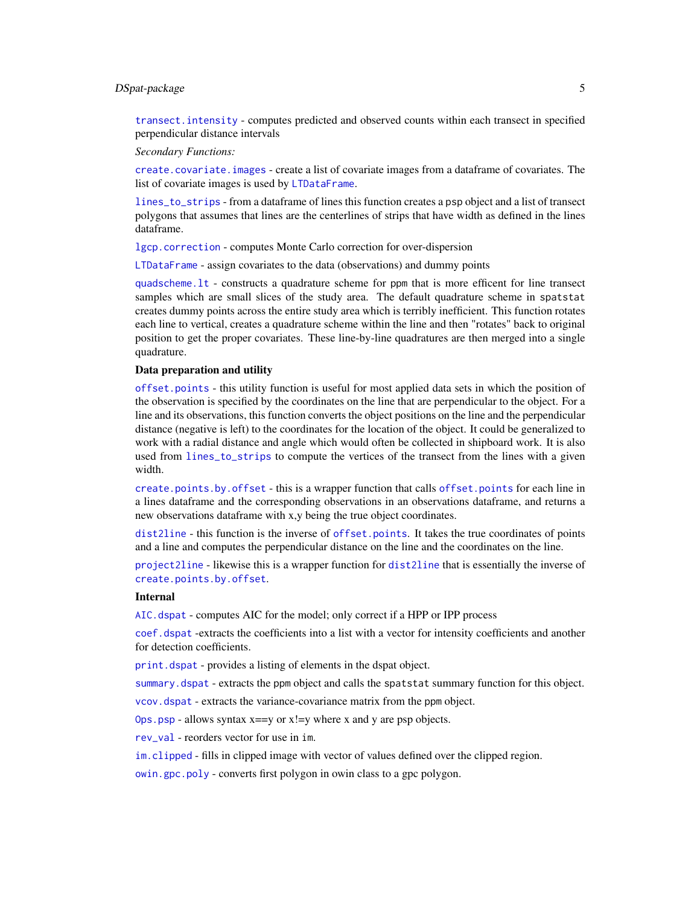`transect.intensity` - computes predicted and observed counts within each transect in specified perpendicular distance intervals

*Secondary Functions:*

`create.covariate.images` - create a list of covariate images from a dataframe of covariates. The list of covariate images is used by `LTDataFrame`.

`lines_to_strips` - from a dataframe of lines this function creates a psp object and a list of transect polygons that assumes that lines are the centerlines of strips that have width as defined in the lines dataframe.

`lgcp.correction` - computes Monte Carlo correction for over-dispersion

`LTDataFrame` - assign covariates to the data (observations) and dummy points

`quadscheme.lt` - constructs a quadrature scheme for ppm that is more efficent for line transect samples which are small slices of the study area. The default quadrature scheme in spatstat creates dummy points across the entire study area which is terribly inefficient. This function rotates each line to vertical, creates a quadrature scheme within the line and then "rotates" back to original position to get the proper covariates. These line-by-line quadratures are then merged into a single quadrature.

**Data preparation and utility**

`offset.points` - this utility function is useful for most applied data sets in which the position of the observation is specified by the coordinates on the line that are perpendicular to the object. For a line and its observations, this function converts the object positions on the line and the perpendicular distance (negative is left) to the coordinates for the location of the object. It could be generalized to work with a radial distance and angle which would often be collected in shipboard work. It is also used from `lines_to_strips` to compute the vertices of the transect from the lines with a given width.

`create.points.by.offset` - this is a wrapper function that calls `offset.points` for each line in a lines dataframe and the corresponding observations in an observations dataframe, and returns a new observations dataframe with x,y being the true object coordinates.

`dist2line` - this function is the inverse of `offset.points`. It takes the true coordinates of points and a line and computes the perpendicular distance on the line and the coordinates on the line.

`project2line` - likewise this is a wrapper function for `dist2line` that is essentially the inverse of `create.points.by.offset`.

**Internal**

`AIC.dspat` - computes AIC for the model; only correct if a HPP or IPP process

`coef.dspat` -extracts the coefficients into a list with a vector for intensity coefficients and another for detection coefficients.

`print.dspat` - provides a listing of elements in the dspat object.

`summary.dspat` - extracts the ppm object and calls the spatstat summary function for this object.

`vcov.dspat` - extracts the variance-covariance matrix from the ppm object.

`Ops.psp` - allows syntax x==y or x!=y where x and y are psp objects.

`rev_val` - reorders vector for use in im.

`im.clipped` - fills in clipped image with vector of values defined over the clipped region.

`owin.gpc.poly` - converts first polygon in owin class to a gpc polygon.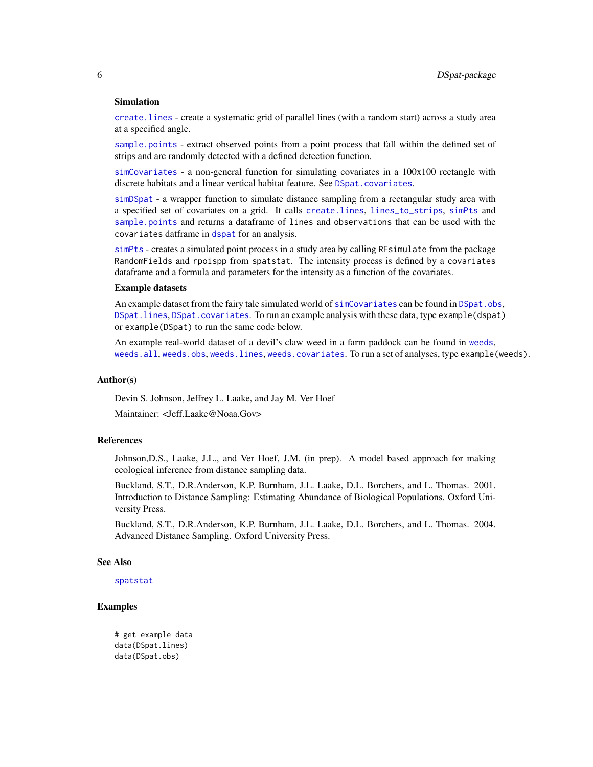### Simulation

create.lines - create a systematic grid of parallel lines (with a random start) across a study area at a specified angle.

sample.points - extract observed points from a point process that fall within the defined set of strips and are randomly detected with a defined detection function.

simCovariates - a non-general function for simulating covariates in a 100x100 rectangle with discrete habitats and a linear vertical habitat feature. See DSpat.covariates.

simDSpat - a wrapper function to simulate distance sampling from a rectangular study area with a specified set of covariates on a grid. It calls create.lines, lines_to_strips, simPts and sample.points and returns a dataframe of lines and observations that can be used with the covariates datframe in dspat for an analysis.

simPts - creates a simulated point process in a study area by calling RFsimulate from the package RandomFields and rpoispp from spatstat. The intensity process is defined by a covariates dataframe and a formula and parameters for the intensity as a function of the covariates.

### Example datasets

An example dataset from the fairy tale simulated world of simCovariates can be found in DSpat.obs, DSpat.lines, DSpat.covariates. To run an example analysis with these data, type example(dspat) or example(DSpat) to run the same code below.

An example real-world dataset of a devil's claw weed in a farm paddock can be found in weeds, weeds.all, weeds.obs, weeds.lines, weeds.covariates. To run a set of analyses, type example(weeds).

## Author(s)

Devin S. Johnson, Jeffrey L. Laake, and Jay M. Ver Hoef

Maintainer: <Jeff.Laake@Noaa.Gov>

## References

Johnson,D.S., Laake, J.L., and Ver Hoef, J.M. (in prep). A model based approach for making ecological inference from distance sampling data.

Buckland, S.T., D.R.Anderson, K.P. Burnham, J.L. Laake, D.L. Borchers, and L. Thomas. 2001. Introduction to Distance Sampling: Estimating Abundance of Biological Populations. Oxford University Press.

Buckland, S.T., D.R.Anderson, K.P. Burnham, J.L. Laake, D.L. Borchers, and L. Thomas. 2004. Advanced Distance Sampling. Oxford University Press.

## See Also

spatstat

## Examples

```
# get example data
data(DSpat.lines)
data(DSpat.obs)
```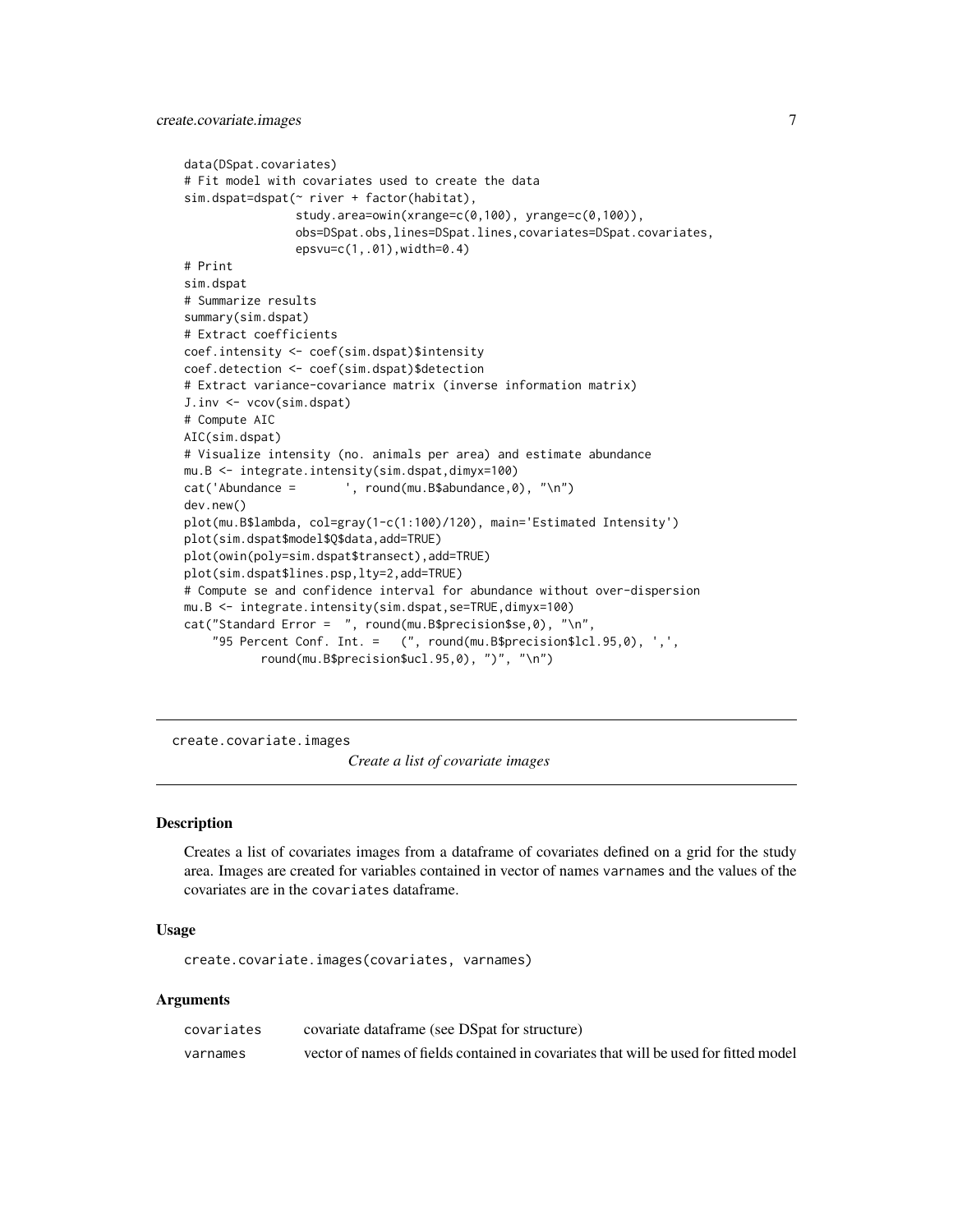```
data(DSpat.covariates)
# Fit model with covariates used to create the data
sim.dspat=dspat(~ river + factor(habitat),
                study.area=owin(xrange=c(0,100), yrange=c(0,100)),
                obs=DSpat.obs,lines=DSpat.lines,covariates=DSpat.covariates,
                epsvu=c(1,.01),width=0.4)
# Print
sim.dspat
# Summarize results
summary(sim.dspat)
# Extract coefficients
coef.intensity <- coef(sim.dspat)$intensity
coef.detection <- coef(sim.dspat)$detection
# Extract variance-covariance matrix (inverse information matrix)
J.inv <- vcov(sim.dspat)
# Compute AIC
AIC(sim.dspat)
# Visualize intensity (no. animals per area) and estimate abundance
mu.B <- integrate.intensity(sim.dspat,dimyx=100)
cat('Abundance =       ', round(mu.B$abundance,0), "\n")
dev.new()
plot(mu.B$lambda, col=gray(1-c(1:100)/120), main='Estimated Intensity')
plot(sim.dspat$model$Q$data,add=TRUE)
plot(owin(poly=sim.dspat$transect),add=TRUE)
plot(sim.dspat$lines.psp,lty=2,add=TRUE)
# Compute se and confidence interval for abundance without over-dispersion
mu.B <- integrate.intensity(sim.dspat,se=TRUE,dimyx=100)
cat("Standard Error =  ", round(mu.B$precision$se,0), "\n",
    "95 Percent Conf. Int. =   (", round(mu.B$precision$lcl.95,0), ',',
          round(mu.B$precision$ucl.95,0), ")", "\n")
```

---

## create.covariate.images — *Create a list of covariate images*

### Description

Creates a list of covariates images from a dataframe of covariates defined on a grid for the study area. Images are created for variables contained in vector of names `varnames` and the values of the covariates are in the `covariates` dataframe.

### Usage

```
create.covariate.images(covariates, varnames)
```

### Arguments

| | |
|---|---|
| `covariates` | covariate dataframe (see DSpat for structure) |
| `varnames` | vector of names of fields contained in covariates that will be used for fitted model |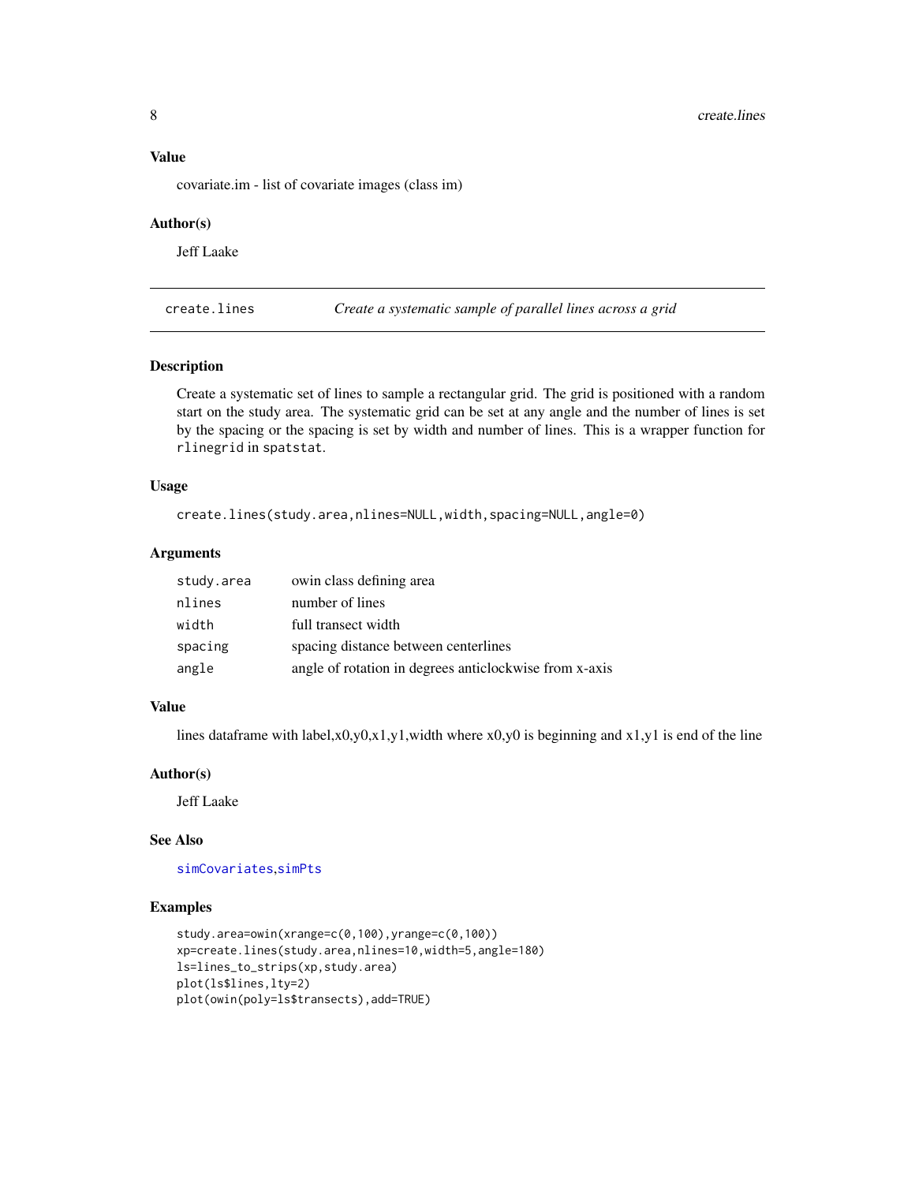### Value

covariate.im - list of covariate images (class im)

### Author(s)

Jeff Laake

---

## create.lines *Create a systematic sample of parallel lines across a grid*

### Description

Create a systematic set of lines to sample a rectangular grid. The grid is positioned with a random start on the study area. The systematic grid can be set at any angle and the number of lines is set by the spacing or the spacing is set by width and number of lines. This is a wrapper function for `rlinegrid` in `spatstat`.

### Usage

```
create.lines(study.area,nlines=NULL,width,spacing=NULL,angle=0)
```

### Arguments

| | |
|---|---|
| `study.area` | owin class defining area |
| `nlines` | number of lines |
| `width` | full transect width |
| `spacing` | spacing distance between centerlines |
| `angle` | angle of rotation in degrees anticlockwise from x-axis |

### Value

lines dataframe with label,x0,y0,x1,y1,width where x0,y0 is beginning and x1,y1 is end of the line

### Author(s)

Jeff Laake

### See Also

`simCovariates`,`simPts`

### Examples

```
study.area=owin(xrange=c(0,100),yrange=c(0,100))
xp=create.lines(study.area,nlines=10,width=5,angle=180)
ls=lines_to_strips(xp,study.area)
plot(ls$lines,lty=2)
plot(owin(poly=ls$transects),add=TRUE)
```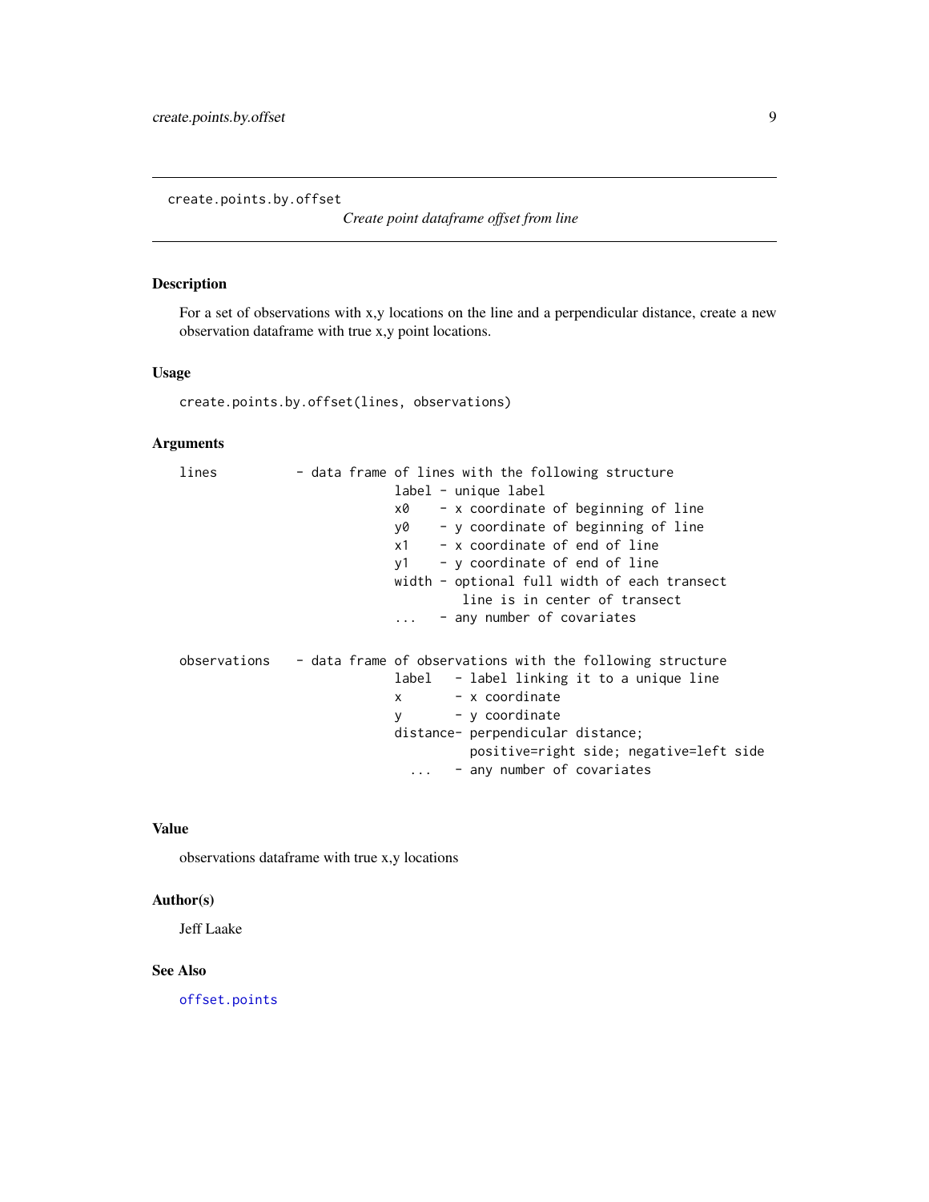create.points.by.offset

*Create point dataframe offset from line*

### Description

For a set of observations with x,y locations on the line and a perpendicular distance, create a new observation dataframe with true x,y point locations.

### Usage

```
create.points.by.offset(lines, observations)
```

### Arguments

```
lines           - data frame of lines with the following structure
                  label - unique label
                  x0    - x coordinate of beginning of line
                  y0    - y coordinate of beginning of line
                  x1    - x coordinate of end of line
                  y1    - y coordinate of end of line
                  width - optional full width of each transect
                           line is in center of transect
                  ...   - any number of covariates

observations    - data frame of observations with the following structure
                  label    - label linking it to a unique line
                  x        - x coordinate
                  y        - y coordinate
                  distance- perpendicular distance;
                            positive=right side; negative=left side
                    ...    - any number of covariates
```

### Value

observations dataframe with true x,y locations

### Author(s)

Jeff Laake

### See Also

offset.points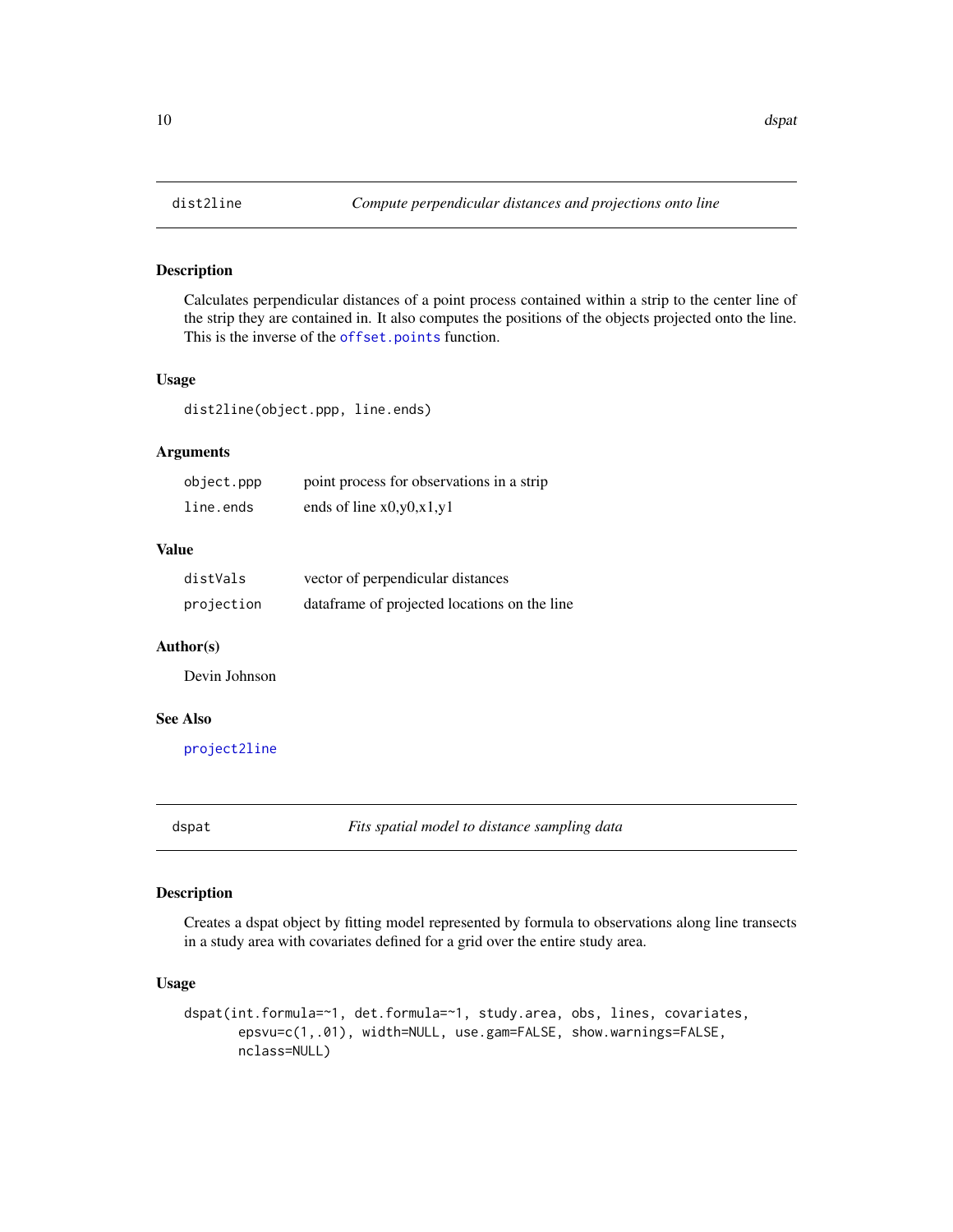## dist2line *Compute perpendicular distances and projections onto line*

### Description

Calculates perpendicular distances of a point process contained within a strip to the center line of the strip they are contained in. It also computes the positions of the objects projected onto the line. This is the inverse of the offset.points function.

### Usage

```
dist2line(object.ppp, line.ends)
```

### Arguments

| | |
|---|---|
| object.ppp | point process for observations in a strip |
| line.ends | ends of line x0,y0,x1,y1 |

### Value

| | |
|---|---|
| distVals | vector of perpendicular distances |
| projection | dataframe of projected locations on the line |

### Author(s)

Devin Johnson

### See Also

project2line

## dspat *Fits spatial model to distance sampling data*

### Description

Creates a dspat object by fitting model represented by formula to observations along line transects in a study area with covariates defined for a grid over the entire study area.

### Usage

```
dspat(int.formula=~1, det.formula=~1, study.area, obs, lines, covariates,
      epsvu=c(1,.01), width=NULL, use.gam=FALSE, show.warnings=FALSE,
      nclass=NULL)
```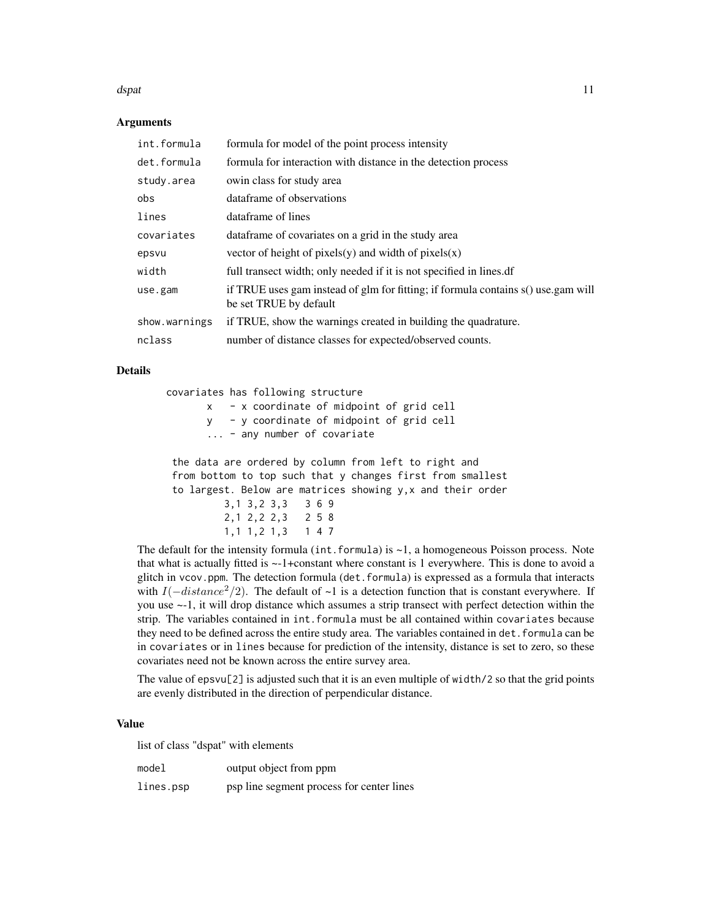### Arguments

| | |
|---|---|
| int.formula | formula for model of the point process intensity |
| det.formula | formula for interaction with distance in the detection process |
| study.area | owin class for study area |
| obs | dataframe of observations |
| lines | dataframe of lines |
| covariates | dataframe of covariates on a grid in the study area |
| epsvu | vector of height of pixels(y) and width of pixels(x) |
| width | full transect width; only needed if it is not specified in lines.df |
| use.gam | if TRUE uses gam instead of glm for fitting; if formula contains s() use.gam will be set TRUE by default |
| show.warnings | if TRUE, show the warnings created in building the quadrature. |
| nclass | number of distance classes for expected/observed counts. |

### Details

```
covariates has following structure
       x   - x coordinate of midpoint of grid cell
       y   - y coordinate of midpoint of grid cell
       ... - any number of covariate

 the data are ordered by column from left to right and
 from bottom to top such that y changes first from smallest
 to largest. Below are matrices showing y,x and their order
         3,1 3,2 3,3   3 6 9
         2,1 2,2 2,3   2 5 8
         1,1 1,2 1,3   1 4 7
```

The default for the intensity formula (`int.formula`) is ~1, a homogeneous Poisson process. Note that what is actually fitted is ~-1+constant where constant is 1 everywhere. This is done to avoid a glitch in `vcov.ppm`. The detection formula (`det.formula`) is expressed as a formula that interacts with $I(-distance^2/2)$. The default of ~1 is a detection function that is constant everywhere. If you use ~-1, it will drop distance which assumes a strip transect with perfect detection within the strip. The variables contained in `int.formula` must be all contained within `covariates` because they need to be defined across the entire study area. The variables contained in `det.formula` can be in `covariates` or in `lines` because for prediction of the intensity, distance is set to zero, so these covariates need not be known across the entire survey area.

The value of `epsvu[2]` is adjusted such that it is an even multiple of `width/2` so that the grid points are evenly distributed in the direction of perpendicular distance.

### Value

list of class "dspat" with elements

| | |
|---|---|
| model | output object from ppm |
| lines.psp | psp line segment process for center lines |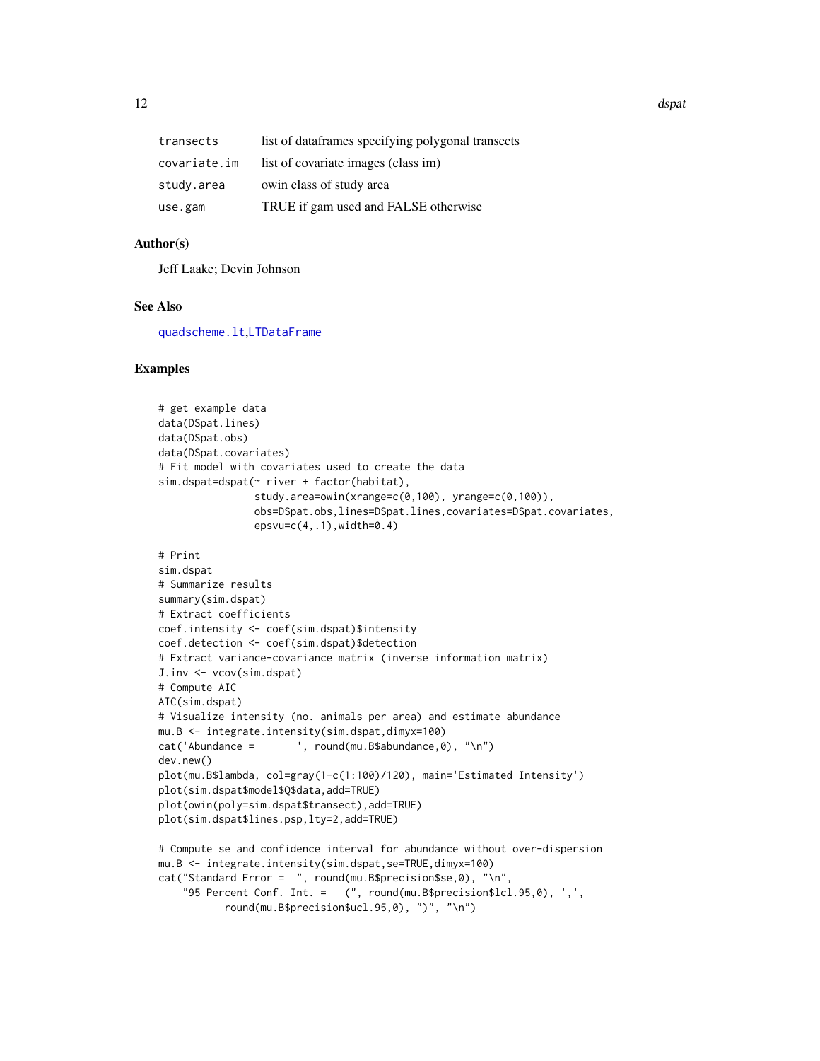| | |
|---|---|
| transects | list of dataframes specifying polygonal transects |
| covariate.im | list of covariate images (class im) |
| study.area | owin class of study area |
| use.gam | TRUE if gam used and FALSE otherwise |

## Author(s)

Jeff Laake; Devin Johnson

## See Also

quadscheme.lt,LTDataFrame

## Examples

```
# get example data
data(DSpat.lines)
data(DSpat.obs)
data(DSpat.covariates)
# Fit model with covariates used to create the data
sim.dspat=dspat(~ river + factor(habitat),
                study.area=owin(xrange=c(0,100), yrange=c(0,100)),
                obs=DSpat.obs,lines=DSpat.lines,covariates=DSpat.covariates,
                epsvu=c(4,.1),width=0.4)

# Print
sim.dspat
# Summarize results
summary(sim.dspat)
# Extract coefficients
coef.intensity <- coef(sim.dspat)$intensity
coef.detection <- coef(sim.dspat)$detection
# Extract variance-covariance matrix (inverse information matrix)
J.inv <- vcov(sim.dspat)
# Compute AIC
AIC(sim.dspat)
# Visualize intensity (no. animals per area) and estimate abundance
mu.B <- integrate.intensity(sim.dspat,dimyx=100)
cat('Abundance =       ', round(mu.B$abundance,0), "\n")
dev.new()
plot(mu.B$lambda, col=gray(1-c(1:100)/120), main='Estimated Intensity')
plot(sim.dspat$model$Q$data,add=TRUE)
plot(owin(poly=sim.dspat$transect),add=TRUE)
plot(sim.dspat$lines.psp,lty=2,add=TRUE)

# Compute se and confidence interval for abundance without over-dispersion
mu.B <- integrate.intensity(sim.dspat,se=TRUE,dimyx=100)
cat("Standard Error =  ", round(mu.B$precision$se,0), "\n",
    "95 Percent Conf. Int. =   (", round(mu.B$precision$lcl.95,0), ',',
          round(mu.B$precision$ucl.95,0), ")", "\n")
```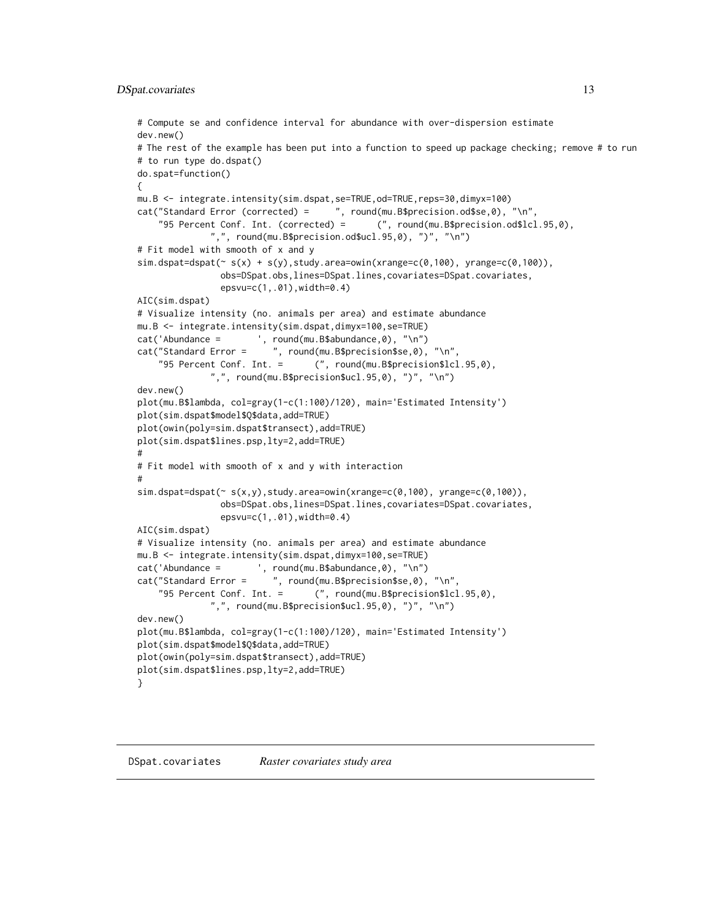```
# Compute se and confidence interval for abundance with over-dispersion estimate
dev.new()
# The rest of the example has been put into a function to speed up package checking; remove # to run
# to run type do.dspat()
do.spat=function()
{
mu.B <- integrate.intensity(sim.dspat,se=TRUE,od=TRUE,reps=30,dimyx=100)
cat("Standard Error (corrected) =      ", round(mu.B$precision.od$se,0), "\n",
    "95 Percent Conf. Int. (corrected) =       (", round(mu.B$precision.od$lcl.95,0),
             ",", round(mu.B$precision.od$ucl.95,0), ")", "\n")
# Fit model with smooth of x and y
sim.dspat=dspat(~ s(x) + s(y),study.area=owin(xrange=c(0,100), yrange=c(0,100)),
               obs=DSpat.obs,lines=DSpat.lines,covariates=DSpat.covariates,
               epsvu=c(1,.01),width=0.4)
AIC(sim.dspat)
# Visualize intensity (no. animals per area) and estimate abundance
mu.B <- integrate.intensity(sim.dspat,dimyx=100,se=TRUE)
cat('Abundance =        ', round(mu.B$abundance,0), "\n")
cat("Standard Error =      ", round(mu.B$precision$se,0), "\n",
    "95 Percent Conf. Int. =       (", round(mu.B$precision$lcl.95,0),
             ",", round(mu.B$precision$ucl.95,0), ")", "\n")
dev.new()
plot(mu.B$lambda, col=gray(1-c(1:100)/120), main='Estimated Intensity')
plot(sim.dspat$model$Q$data,add=TRUE)
plot(owin(poly=sim.dspat$transect),add=TRUE)
plot(sim.dspat$lines.psp,lty=2,add=TRUE)
#
# Fit model with smooth of x and y with interaction
#
sim.dspat=dspat(~ s(x,y),study.area=owin(xrange=c(0,100), yrange=c(0,100)),
               obs=DSpat.obs,lines=DSpat.lines,covariates=DSpat.covariates,
               epsvu=c(1,.01),width=0.4)
AIC(sim.dspat)
# Visualize intensity (no. animals per area) and estimate abundance
mu.B <- integrate.intensity(sim.dspat,dimyx=100,se=TRUE)
cat('Abundance =        ', round(mu.B$abundance,0), "\n")
cat("Standard Error =      ", round(mu.B$precision$se,0), "\n",
    "95 Percent Conf. Int. =       (", round(mu.B$precision$lcl.95,0),
             ",", round(mu.B$precision$ucl.95,0), ")", "\n")
dev.new()
plot(mu.B$lambda, col=gray(1-c(1:100)/120), main='Estimated Intensity')
plot(sim.dspat$model$Q$data,add=TRUE)
plot(owin(poly=sim.dspat$transect),add=TRUE)
plot(sim.dspat$lines.psp,lty=2,add=TRUE)
}
```

---

## DSpat.covariates *Raster covariates study area*

---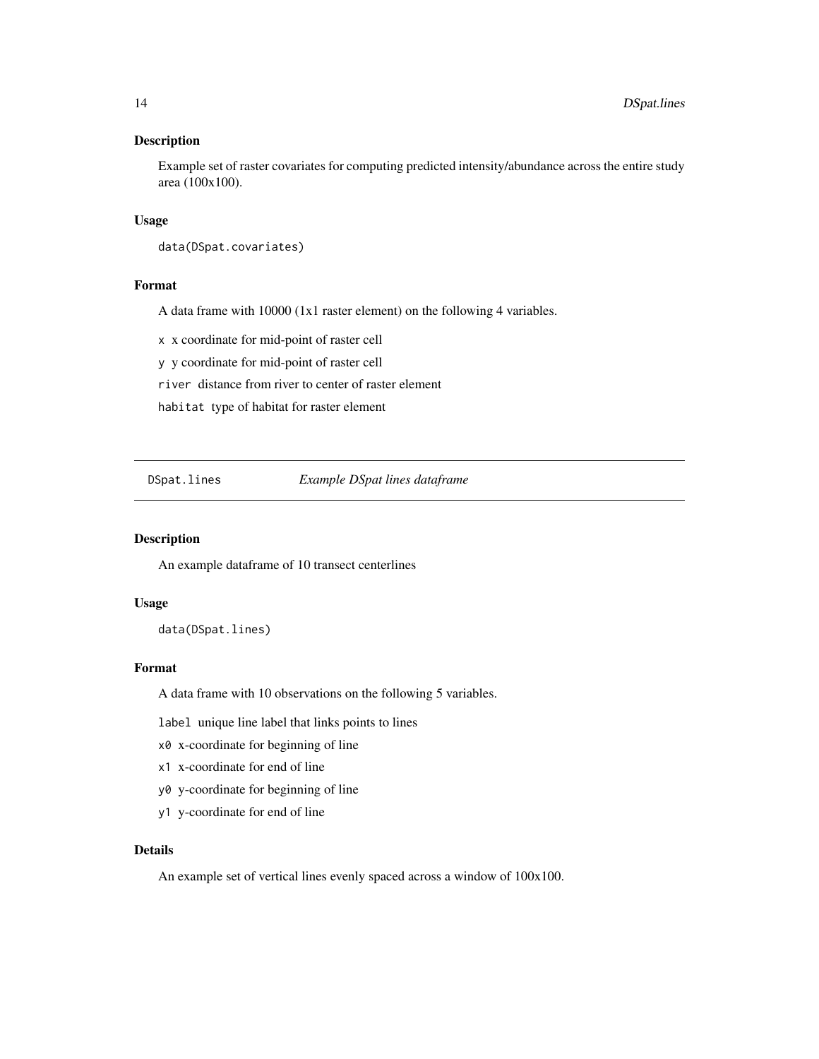### Description

Example set of raster covariates for computing predicted intensity/abundance across the entire study area (100x100).

### Usage

```
data(DSpat.covariates)
```

### Format

A data frame with 10000 (1x1 raster element) on the following 4 variables.

`x` x coordinate for mid-point of raster cell

`y` y coordinate for mid-point of raster cell

`river` distance from river to center of raster element

`habitat` type of habitat for raster element

---

## DSpat.lines &nbsp;&nbsp;&nbsp;&nbsp; *Example DSpat lines dataframe*

---

### Description

An example dataframe of 10 transect centerlines

### Usage

```
data(DSpat.lines)
```

### Format

A data frame with 10 observations on the following 5 variables.

`label` unique line label that links points to lines

`x0` x-coordinate for beginning of line

`x1` x-coordinate for end of line

`y0` y-coordinate for beginning of line

`y1` y-coordinate for end of line

### Details

An example set of vertical lines evenly spaced across a window of 100x100.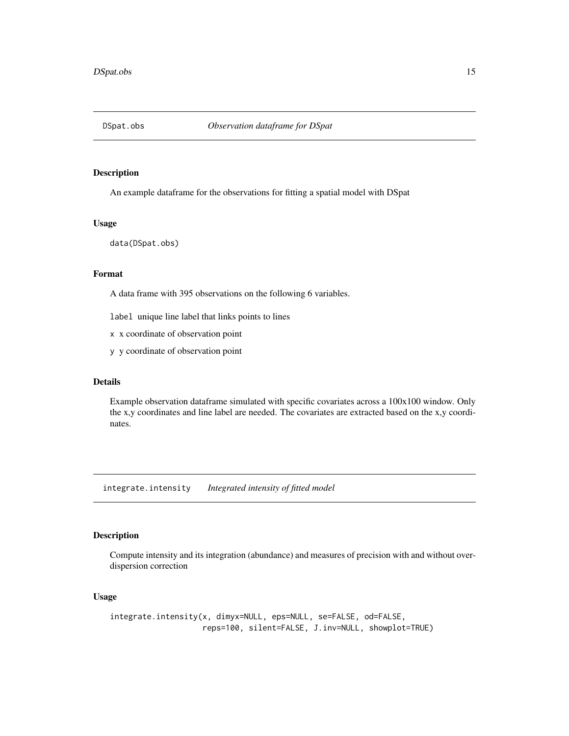## DSpat.obs *Observation dataframe for DSpat*

### Description

An example dataframe for the observations for fitting a spatial model with DSpat

### Usage

```
data(DSpat.obs)
```

### Format

A data frame with 395 observations on the following 6 variables.

`label` unique line label that links points to lines

`x` x coordinate of observation point

`y` y coordinate of observation point

### Details

Example observation dataframe simulated with specific covariates across a 100x100 window. Only the x,y coordinates and line label are needed. The covariates are extracted based on the x,y coordinates.

## integrate.intensity *Integrated intensity of fitted model*

### Description

Compute intensity and its integration (abundance) and measures of precision with and without overdispersion correction

### Usage

```
integrate.intensity(x, dimyx=NULL, eps=NULL, se=FALSE, od=FALSE,
                    reps=100, silent=FALSE, J.inv=NULL, showplot=TRUE)
```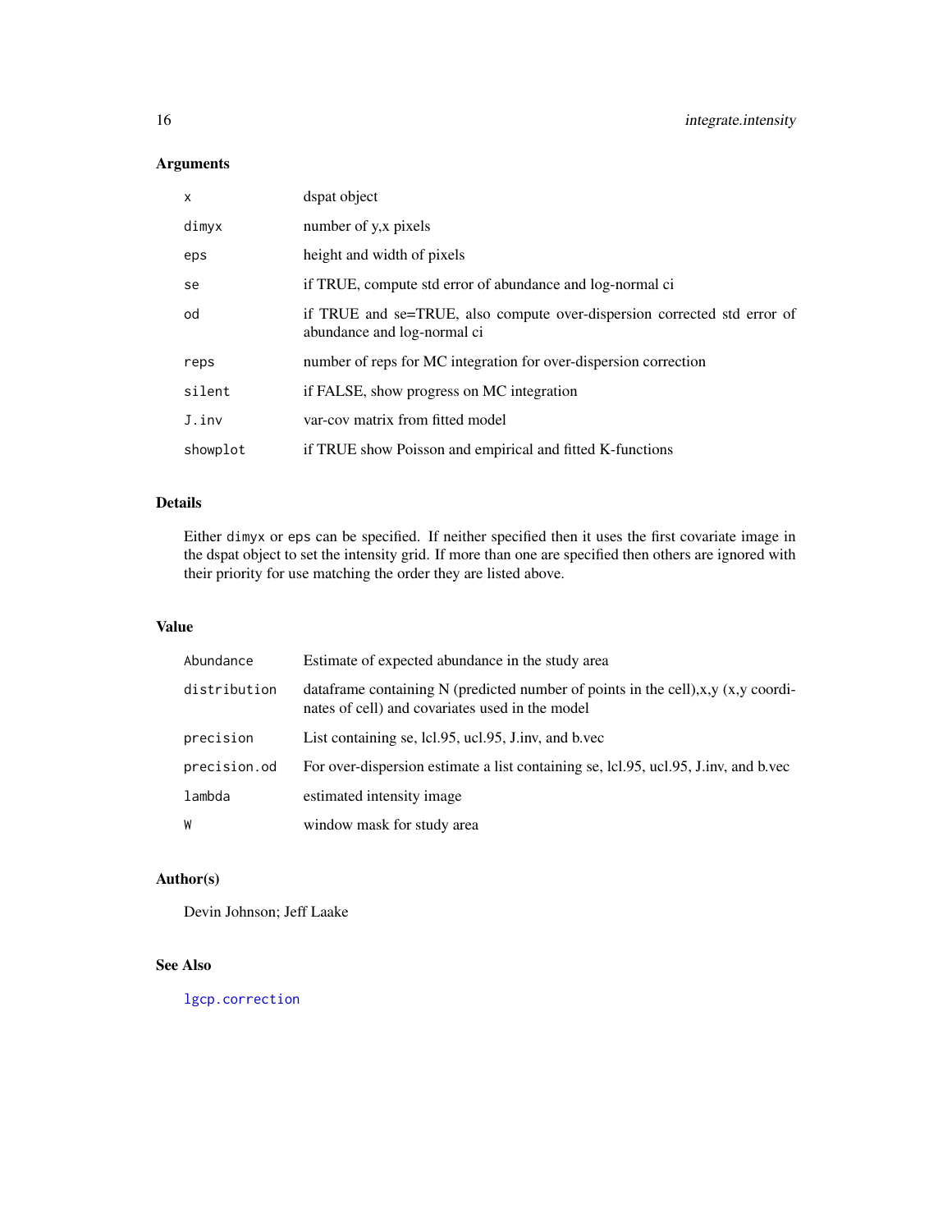## Arguments

| | |
|---|---|
| `x` | dspat object |
| `dimyx` | number of y,x pixels |
| `eps` | height and width of pixels |
| `se` | if TRUE, compute std error of abundance and log-normal ci |
| `od` | if TRUE and se=TRUE, also compute over-dispersion corrected std error of abundance and log-normal ci |
| `reps` | number of reps for MC integration for over-dispersion correction |
| `silent` | if FALSE, show progress on MC integration |
| `J.inv` | var-cov matrix from fitted model |
| `showplot` | if TRUE show Poisson and empirical and fitted K-functions |

## Details

Either `dimyx` or `eps` can be specified. If neither specified then it uses the first covariate image in the dspat object to set the intensity grid. If more than one are specified then others are ignored with their priority for use matching the order they are listed above.

## Value

| | |
|---|---|
| `Abundance` | Estimate of expected abundance in the study area |
| `distribution` | dataframe containing N (predicted number of points in the cell),x,y (x,y coordinates of cell) and covariates used in the model |
| `precision` | List containing se, lcl.95, ucl.95, J.inv, and b.vec |
| `precision.od` | For over-dispersion estimate a list containing se, lcl.95, ucl.95, J.inv, and b.vec |
| `lambda` | estimated intensity image |
| `W` | window mask for study area |

## Author(s)

Devin Johnson; Jeff Laake

## See Also

`lgcp.correction`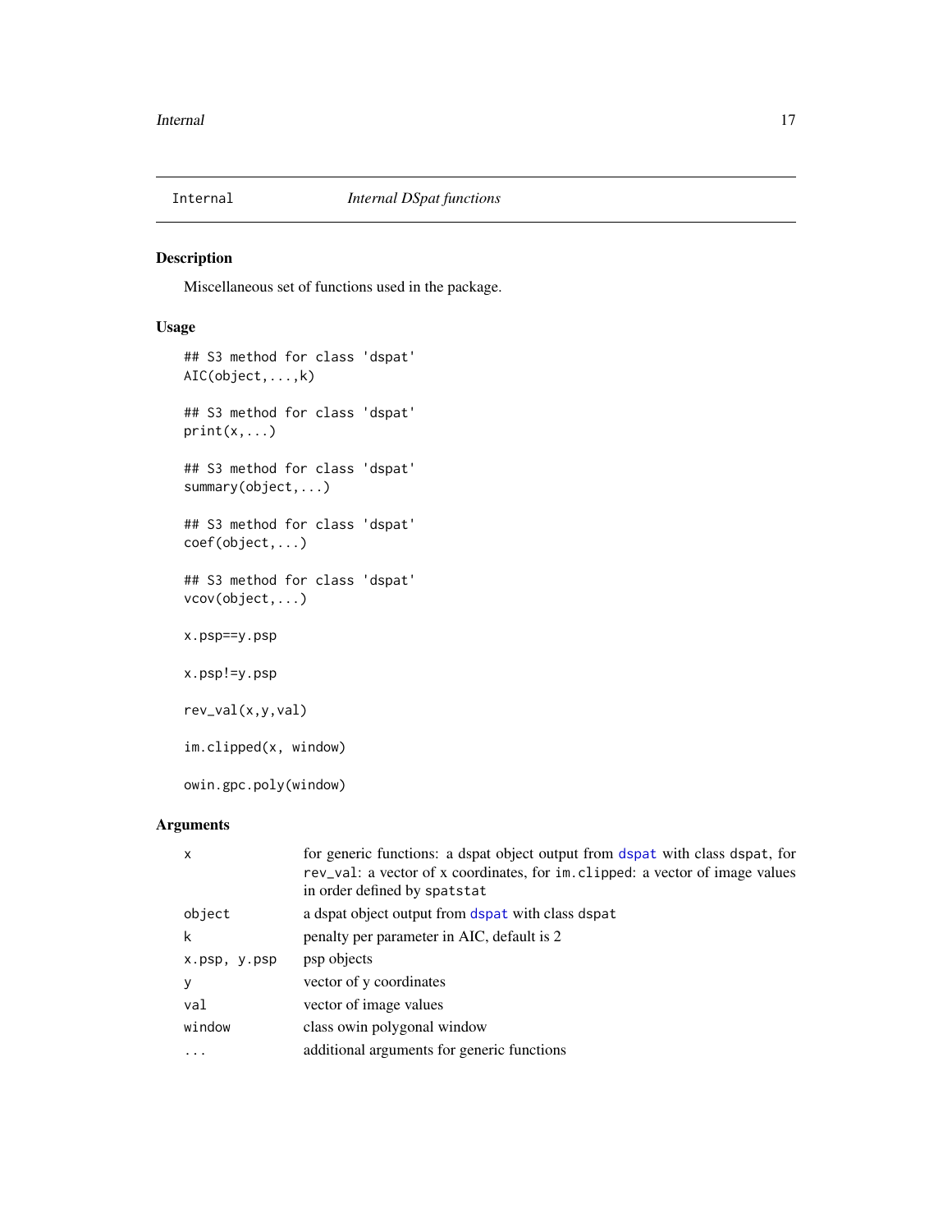Internal *Internal DSpat functions*

## Description

Miscellaneous set of functions used in the package.

## Usage

```
## S3 method for class 'dspat'
AIC(object,...,k)

## S3 method for class 'dspat'
print(x,...)

## S3 method for class 'dspat'
summary(object,...)

## S3 method for class 'dspat'
coef(object,...)

## S3 method for class 'dspat'
vcov(object,...)

x.psp==y.psp

x.psp!=y.psp

rev_val(x,y,val)

im.clipped(x, window)

owin.gpc.poly(window)
```

## Arguments

| | |
|---|---|
| `x` | for generic functions: a dspat object output from `dspat` with class `dspat`, for `rev_val`: a vector of x coordinates, for `im.clipped`: a vector of image values in order defined by `spatstat` |
| `object` | a dspat object output from `dspat` with class `dspat` |
| `k` | penalty per parameter in AIC, default is 2 |
| `x.psp, y.psp` | psp objects |
| `y` | vector of y coordinates |
| `val` | vector of image values |
| `window` | class owin polygonal window |
| `...` | additional arguments for generic functions |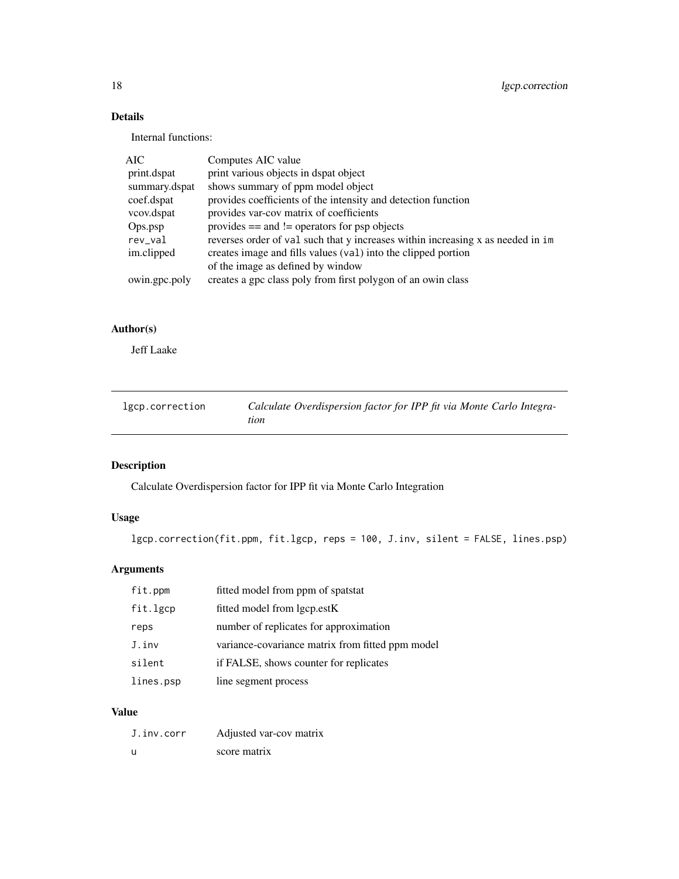## Details

Internal functions:

| | |
|---|---|
| AIC | Computes AIC value |
| print.dspat | print various objects in dspat object |
| summary.dspat | shows summary of ppm model object |
| coef.dspat | provides coefficients of the intensity and detection function |
| vcov.dspat | provides var-cov matrix of coefficients |
| Ops.psp | provides == and != operators for psp objects |
| `rev_val` | reverses order of `val` such that y increases within increasing x as needed in `im` |
| im.clipped | creates image and fills values (`val`) into the clipped portion of the image as defined by window |
| owin.gpc.poly | creates a gpc class poly from first polygon of an owin class |

## Author(s)

Jeff Laake

---

# `lgcp.correction` — *Calculate Overdispersion factor for IPP fit via Monte Carlo Integration*

## Description

Calculate Overdispersion factor for IPP fit via Monte Carlo Integration

## Usage

```
lgcp.correction(fit.ppm, fit.lgcp, reps = 100, J.inv, silent = FALSE, lines.psp)
```

## Arguments

| | |
|---|---|
| `fit.ppm` | fitted model from ppm of spatstat |
| `fit.lgcp` | fitted model from lgcp.estK |
| `reps` | number of replicates for approximation |
| `J.inv` | variance-covariance matrix from fitted ppm model |
| `silent` | if FALSE, shows counter for replicates |
| `lines.psp` | line segment process |

## Value

| | |
|---|---|
| `J.inv.corr` | Adjusted var-cov matrix |
| `u` | score matrix |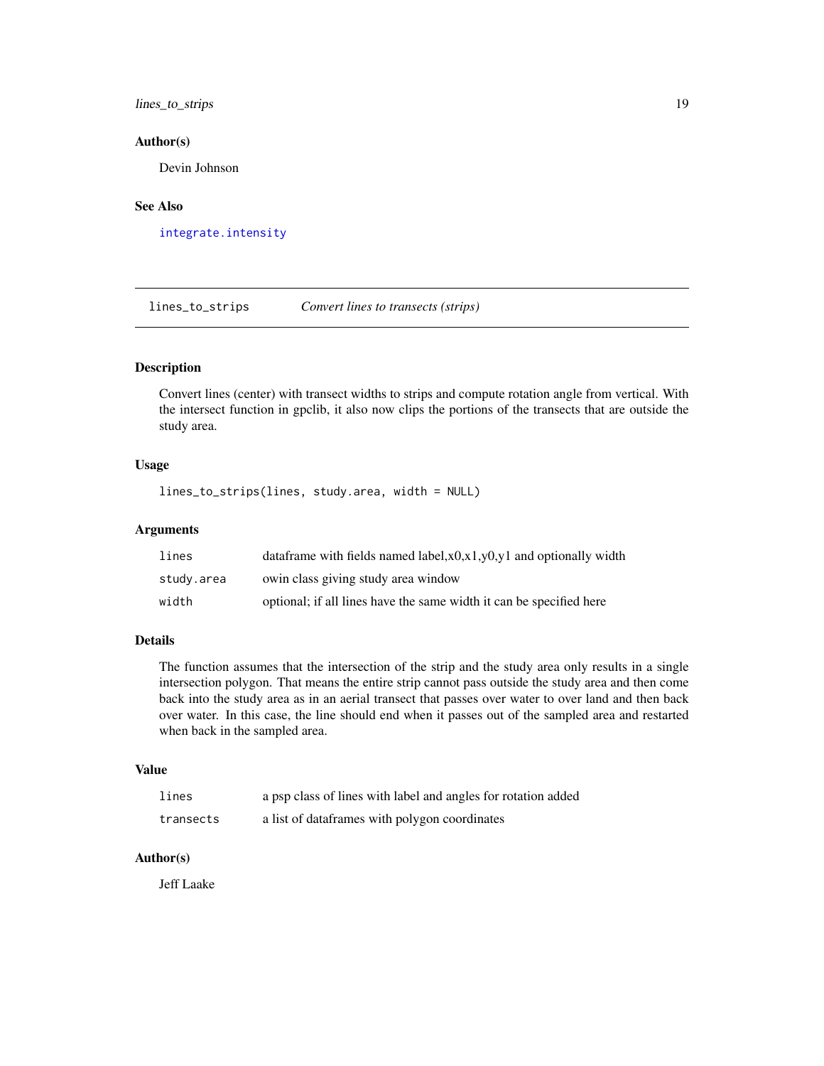### Author(s)

Devin Johnson

### See Also

integrate.intensity

---

## lines_to_strips *Convert lines to transects (strips)*

### Description

Convert lines (center) with transect widths to strips and compute rotation angle from vertical. With the intersect function in gpclib, it also now clips the portions of the transects that are outside the study area.

### Usage

```
lines_to_strips(lines, study.area, width = NULL)
```

### Arguments

| | |
|---|---|
| lines | dataframe with fields named label,x0,x1,y0,y1 and optionally width |
| study.area | owin class giving study area window |
| width | optional; if all lines have the same width it can be specified here |

### Details

The function assumes that the intersection of the strip and the study area only results in a single intersection polygon. That means the entire strip cannot pass outside the study area and then come back into the study area as in an aerial transect that passes over water to over land and then back over water. In this case, the line should end when it passes out of the sampled area and restarted when back in the sampled area.

### Value

| | |
|---|---|
| lines | a psp class of lines with label and angles for rotation added |
| transects | a list of dataframes with polygon coordinates |

### Author(s)

Jeff Laake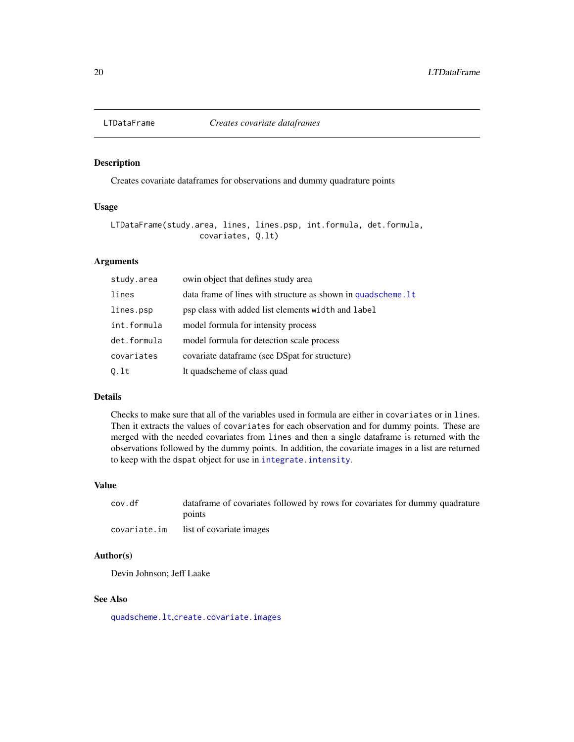LTDataFrame *Creates covariate dataframes*

## Description

Creates covariate dataframes for observations and dummy quadrature points

## Usage

```
LTDataFrame(study.area, lines, lines.psp, int.formula, det.formula,
                    covariates, Q.lt)
```

## Arguments

| | |
|---|---|
| study.area | owin object that defines study area |
| lines | data frame of lines with structure as shown in quadscheme.lt |
| lines.psp | psp class with added list elements width and label |
| int.formula | model formula for intensity process |
| det.formula | model formula for detection scale process |
| covariates | covariate dataframe (see DSpat for structure) |
| Q.lt | lt quadscheme of class quad |

## Details

Checks to make sure that all of the variables used in formula are either in covariates or in lines. Then it extracts the values of covariates for each observation and for dummy points. These are merged with the needed covariates from lines and then a single dataframe is returned with the observations followed by the dummy points. In addition, the covariate images in a list are returned to keep with the dspat object for use in integrate.intensity.

## Value

| | |
|---|---|
| cov.df | dataframe of covariates followed by rows for covariates for dummy quadrature points |
| covariate.im | list of covariate images |

## Author(s)

Devin Johnson; Jeff Laake

## See Also

quadscheme.lt,create.covariate.images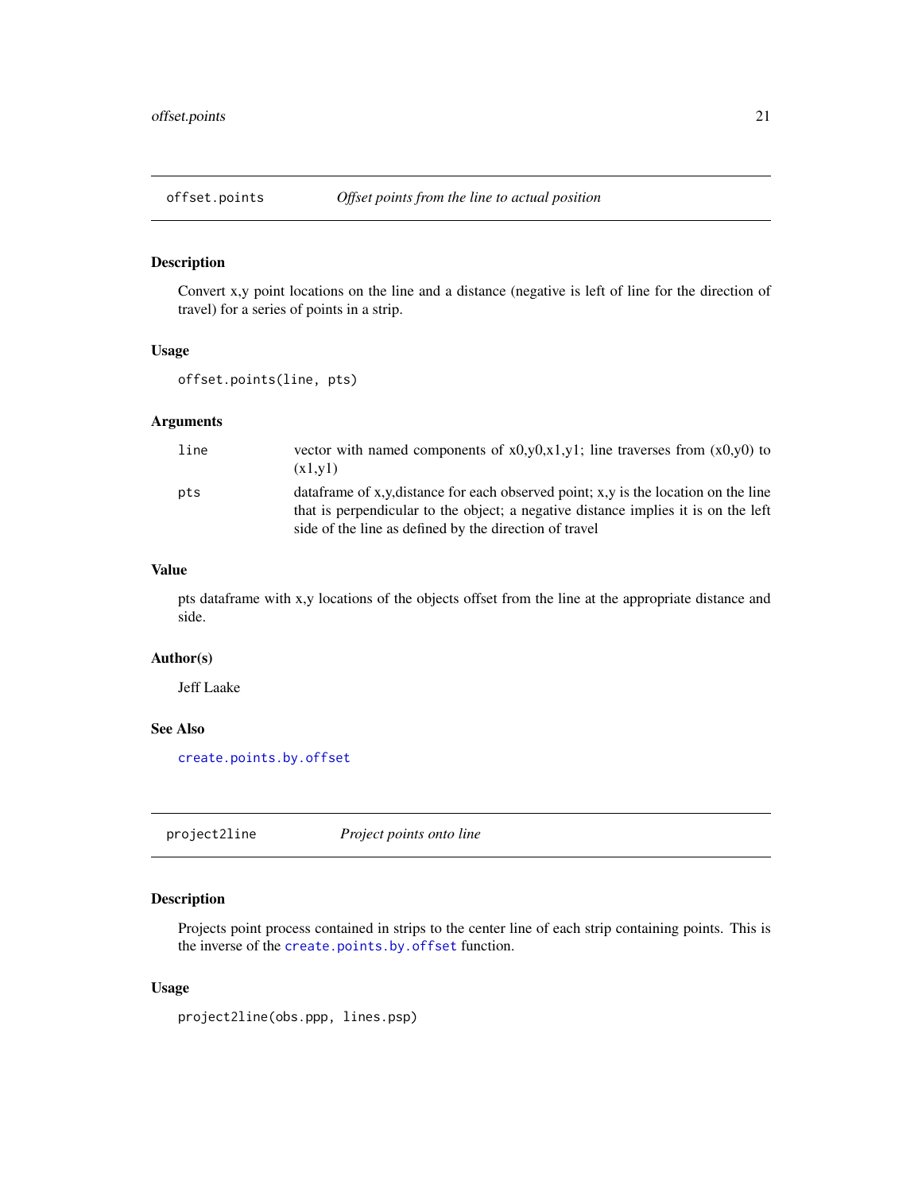## offset.points — *Offset points from the line to actual position*

### Description

Convert x,y point locations on the line and a distance (negative is left of line for the direction of travel) for a series of points in a strip.

### Usage

```
offset.points(line, pts)
```

### Arguments

| | |
|---|---|
| `line` | vector with named components of x0,y0,x1,y1; line traverses from (x0,y0) to (x1,y1) |
| `pts` | dataframe of x,y,distance for each observed point; x,y is the location on the line that is perpendicular to the object; a negative distance implies it is on the left side of the line as defined by the direction of travel |

### Value

pts dataframe with x,y locations of the objects offset from the line at the appropriate distance and side.

### Author(s)

Jeff Laake

### See Also

`create.points.by.offset`

## project2line — *Project points onto line*

### Description

Projects point process contained in strips to the center line of each strip containing points. This is the inverse of the `create.points.by.offset` function.

### Usage

```
project2line(obs.ppp, lines.psp)
```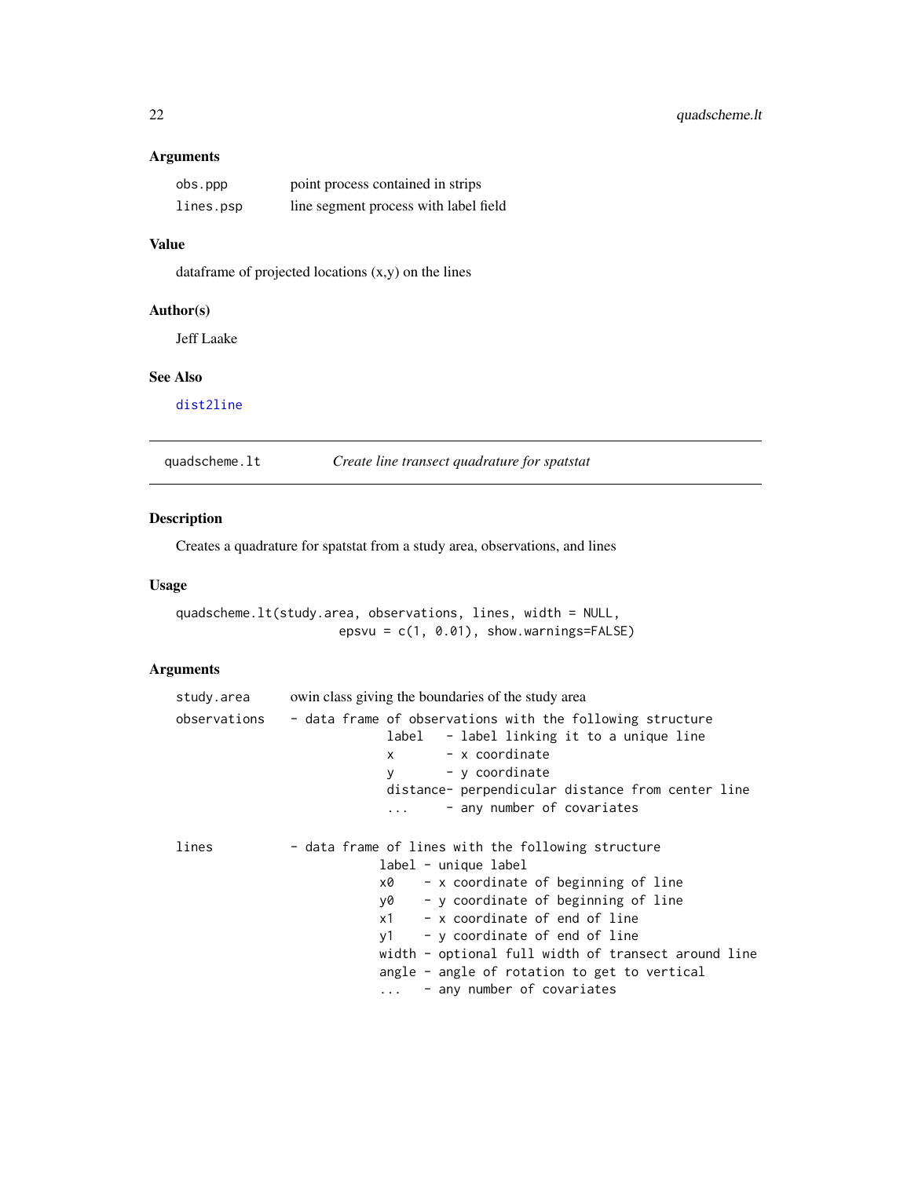## Arguments

| | |
|---|---|
| obs.ppp | point process contained in strips |
| lines.psp | line segment process with label field |

## Value

dataframe of projected locations (x,y) on the lines

## Author(s)

Jeff Laake

## See Also

dist2line

---

# quadscheme.lt — *Create line transect quadrature for spatstat*

## Description

Creates a quadrature for spatstat from a study area, observations, and lines

## Usage

```
quadscheme.lt(study.area, observations, lines, width = NULL,
                      epsvu = c(1, 0.01), show.warnings=FALSE)
```

## Arguments

study.area — owin class giving the boundaries of the study area

observations

```
- data frame of observations with the following structure
             label   - label linking it to a unique line
             x       - x coordinate
             y       - y coordinate
             distance- perpendicular distance from center line
             ...     - any number of covariates
```

lines

```
- data frame of lines with the following structure
            label - unique label
            x0    - x coordinate of beginning of line
            y0    - y coordinate of beginning of line
            x1    - x coordinate of end of line
            y1    - y coordinate of end of line
            width - optional full width of transect around line
            angle - angle of rotation to get to vertical
            ...   - any number of covariates
```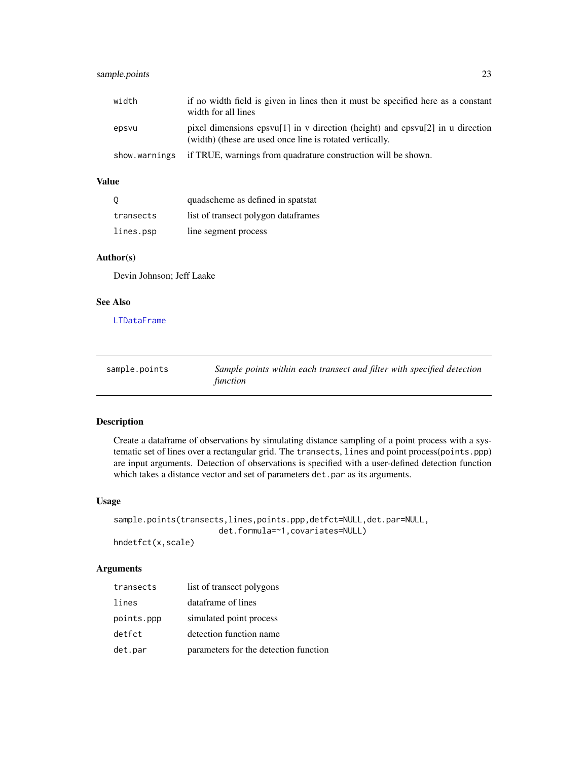| | |
|---|---|
| width | if no width field is given in lines then it must be specified here as a constant width for all lines |
| epsvu | pixel dimensions epsvu[1] in v direction (height) and epsvu[2] in u direction (width) (these are used once line is rotated vertically. |
| show.warnings | if TRUE, warnings from quadrature construction will be shown. |

### Value

| | |
|---|---|
| Q | quadscheme as defined in spatstat |
| transects | list of transect polygon dataframes |
| lines.psp | line segment process |

### Author(s)

Devin Johnson; Jeff Laake

### See Also

LTDataFrame

---

## sample.points — *Sample points within each transect and filter with specified detection function*

---

### Description

Create a dataframe of observations by simulating distance sampling of a point process with a systematic set of lines over a rectangular grid. The `transects`, `lines` and point process(`points.ppp`) are input arguments. Detection of observations is specified with a user-defined detection function which takes a distance vector and set of parameters `det.par` as its arguments.

### Usage

```
sample.points(transects,lines,points.ppp,detfct=NULL,det.par=NULL,
                    det.formula=~1,covariates=NULL)
hndetfct(x,scale)
```

### Arguments

| | |
|---|---|
| transects | list of transect polygons |
| lines | dataframe of lines |
| points.ppp | simulated point process |
| detfct | detection function name |
| det.par | parameters for the detection function |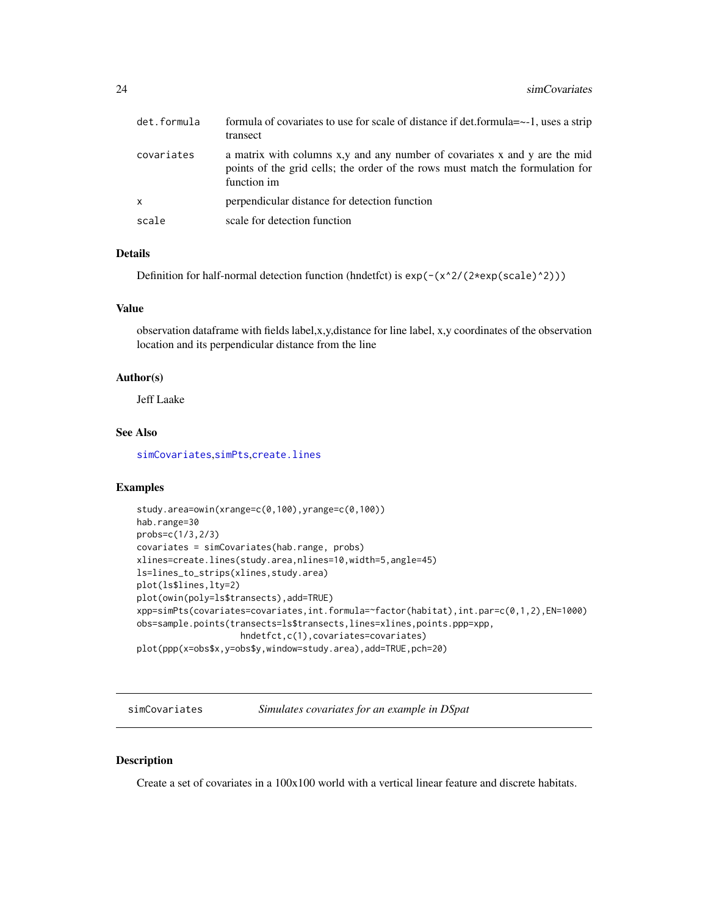| | |
|---|---|
| det.formula | formula of covariates to use for scale of distance if det.formula=~-1, uses a strip transect |
| covariates | a matrix with columns x,y and any number of covariates x and y are the mid points of the grid cells; the order of the rows must match the formulation for function im |
| x | perpendicular distance for detection function |
| scale | scale for detection function |

### Details

Definition for half-normal detection function (hndetfct) is `exp(-(x^2/(2*exp(scale)^2)))`

### Value

observation dataframe with fields label,x,y,distance for line label, x,y coordinates of the observation location and its perpendicular distance from the line

### Author(s)

Jeff Laake

### See Also

simCovariates,simPts,create.lines

### Examples

```
study.area=owin(xrange=c(0,100),yrange=c(0,100))
hab.range=30
probs=c(1/3,2/3)
covariates = simCovariates(hab.range, probs)
xlines=create.lines(study.area,nlines=10,width=5,angle=45)
ls=lines_to_strips(xlines,study.area)
plot(ls$lines,lty=2)
plot(owin(poly=ls$transects),add=TRUE)
xpp=simPts(covariates=covariates,int.formula=~factor(habitat),int.par=c(0,1,2),EN=1000)
obs=sample.points(transects=ls$transects,lines=xlines,points.ppp=xpp,
                  hndetfct,c(1),covariates=covariates)
plot(ppp(x=obs$x,y=obs$y,window=study.area),add=TRUE,pch=20)
```

---

## simCovariates — *Simulates covariates for an example in DSpat*

### Description

Create a set of covariates in a 100x100 world with a vertical linear feature and discrete habitats.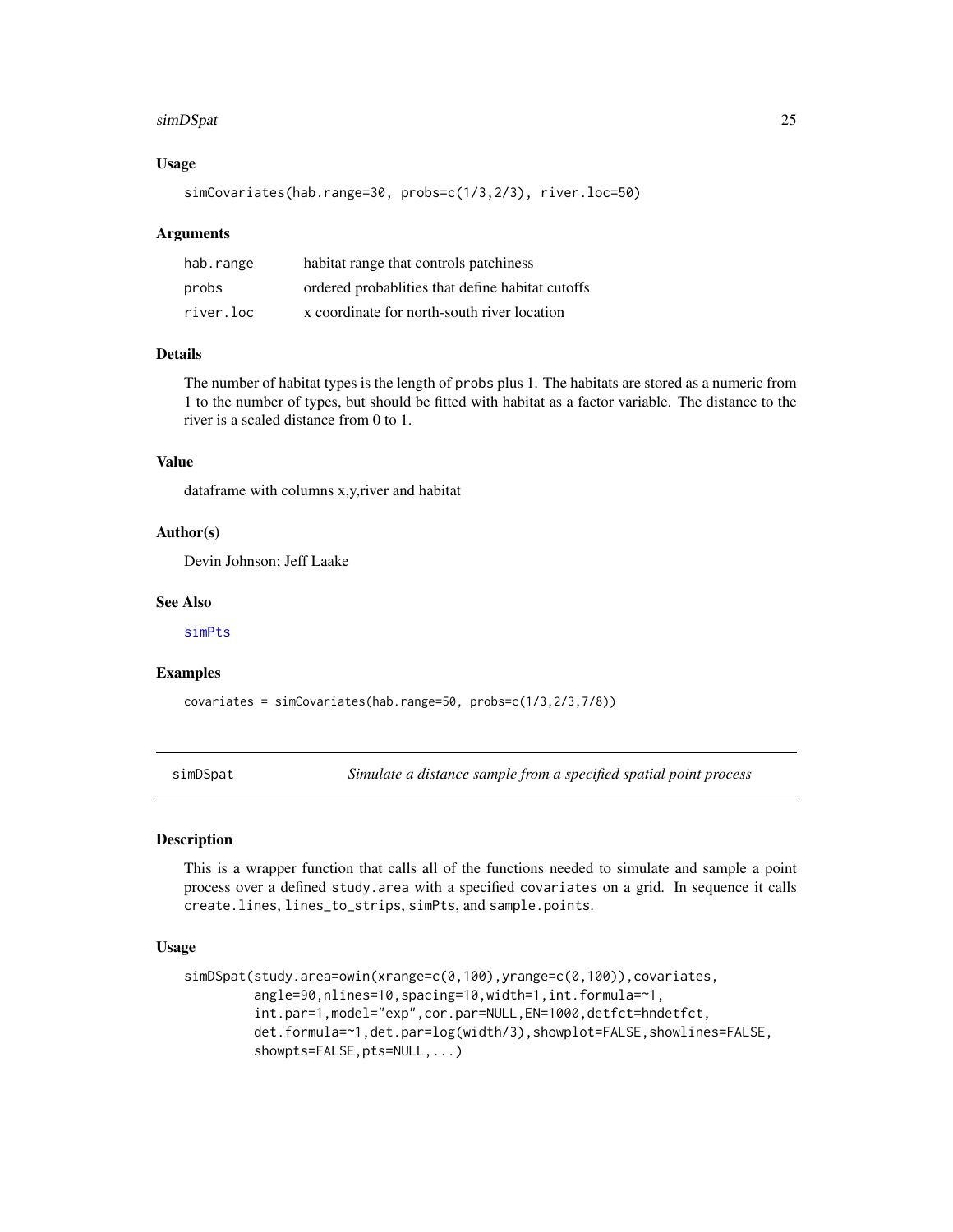### Usage

```
simCovariates(hab.range=30, probs=c(1/3,2/3), river.loc=50)
```

### Arguments

| | |
|---|---|
| hab.range | habitat range that controls patchiness |
| probs | ordered probablities that define habitat cutoffs |
| river.loc | x coordinate for north-south river location |

### Details

The number of habitat types is the length of probs plus 1. The habitats are stored as a numeric from 1 to the number of types, but should be fitted with habitat as a factor variable. The distance to the river is a scaled distance from 0 to 1.

### Value

dataframe with columns x,y,river and habitat

### Author(s)

Devin Johnson; Jeff Laake

### See Also

simPts

### Examples

```
covariates = simCovariates(hab.range=50, probs=c(1/3,2/3,7/8))
```

---

## simDSpat — *Simulate a distance sample from a specified spatial point process*

### Description

This is a wrapper function that calls all of the functions needed to simulate and sample a point process over a defined study.area with a specified covariates on a grid. In sequence it calls create.lines, lines_to_strips, simPts, and sample.points.

### Usage

```
simDSpat(study.area=owin(xrange=c(0,100),yrange=c(0,100)),covariates,
         angle=90,nlines=10,spacing=10,width=1,int.formula=~1,
         int.par=1,model="exp",cor.par=NULL,EN=1000,detfct=hndetfct,
         det.formula=~1,det.par=log(width/3),showplot=FALSE,showlines=FALSE,
         showpts=FALSE,pts=NULL,...)
```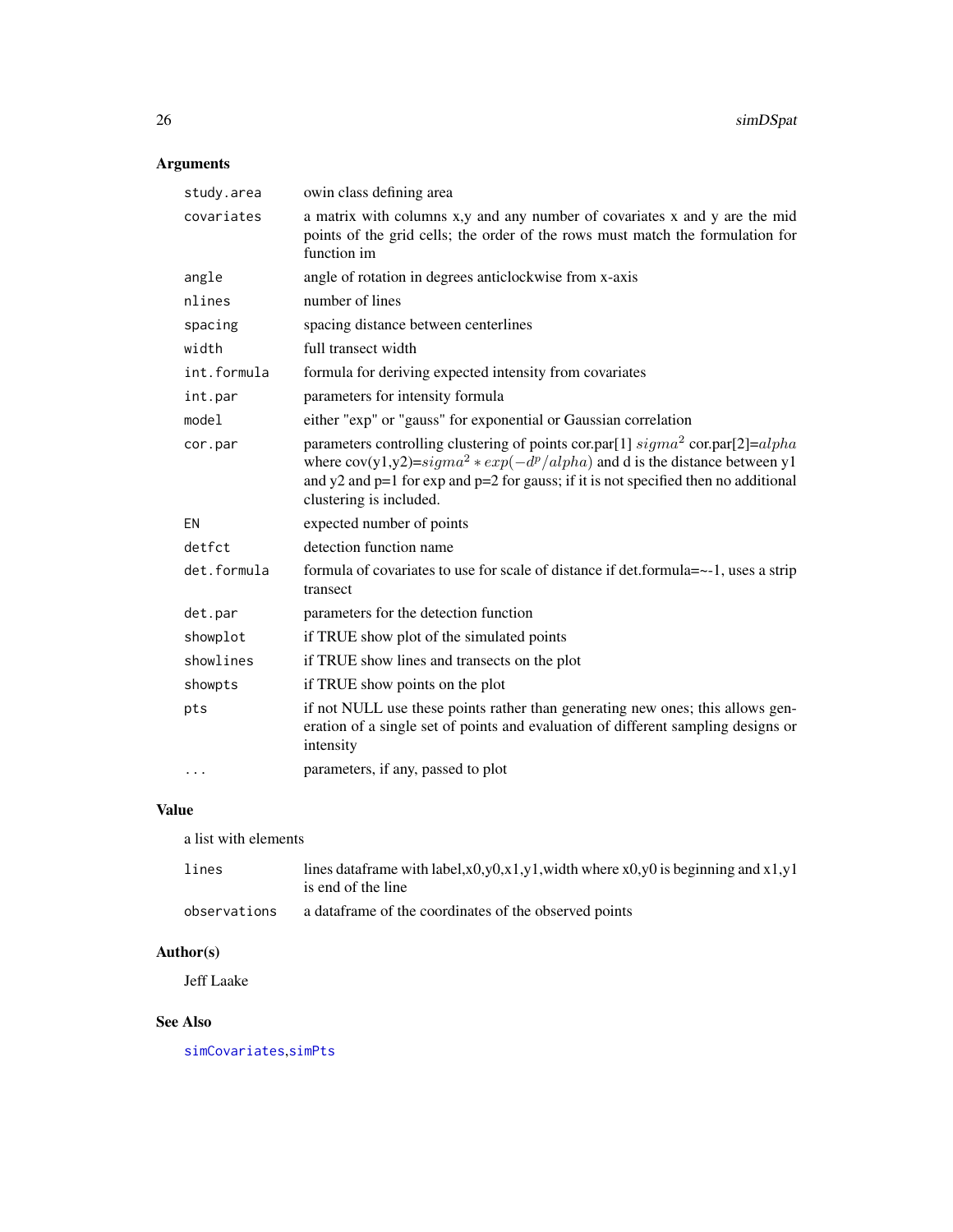## Arguments

| | |
|---|---|
| `study.area` | owin class defining area |
| `covariates` | a matrix with columns x,y and any number of covariates x and y are the mid points of the grid cells; the order of the rows must match the formulation for function im |
| `angle` | angle of rotation in degrees anticlockwise from x-axis |
| `nlines` | number of lines |
| `spacing` | spacing distance between centerlines |
| `width` | full transect width |
| `int.formula` | formula for deriving expected intensity from covariates |
| `int.par` | parameters for intensity formula |
| `model` | either "exp" or "gauss" for exponential or Gaussian correlation |
| `cor.par` | parameters controlling clustering of points cor.par[1] $sigma^2$ cor.par[2]=$alpha$ where cov(y1,y2)=$sigma^2 * exp(-d^p/alpha)$ and d is the distance between y1 and y2 and p=1 for exp and p=2 for gauss; if it is not specified then no additional clustering is included. |
| `EN` | expected number of points |
| `detfct` | detection function name |
| `det.formula` | formula of covariates to use for scale of distance if det.formula=~-1, uses a strip transect |
| `det.par` | parameters for the detection function |
| `showplot` | if TRUE show plot of the simulated points |
| `showlines` | if TRUE show lines and transects on the plot |
| `showpts` | if TRUE show points on the plot |
| `pts` | if not NULL use these points rather than generating new ones; this allows generation of a single set of points and evaluation of different sampling designs or intensity |
| `...` | parameters, if any, passed to plot |

## Value

a list with elements

| | |
|---|---|
| `lines` | lines dataframe with label,x0,y0,x1,y1,width where x0,y0 is beginning and x1,y1 is end of the line |
| `observations` | a dataframe of the coordinates of the observed points |

## Author(s)

Jeff Laake

## See Also

simCovariates,simPts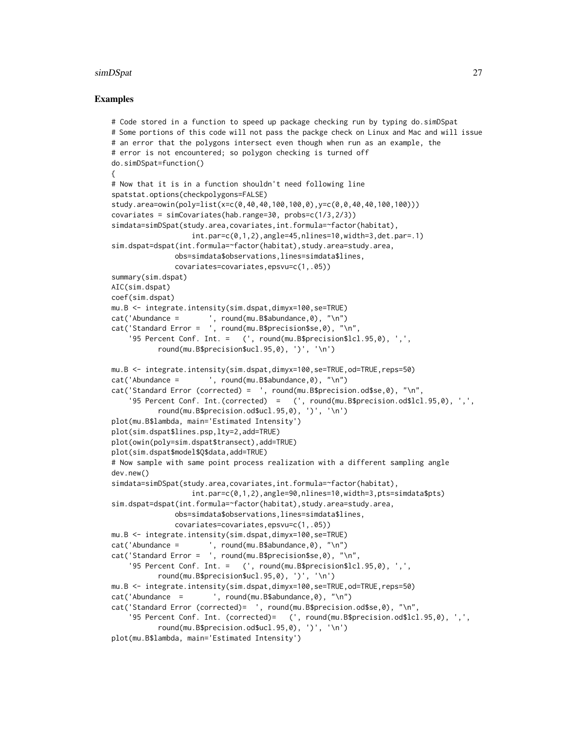## Examples

```
# Code stored in a function to speed up package checking run by typing do.simDSpat
# Some portions of this code will not pass the packge check on Linux and Mac and will issue
# an error that the polygons intersect even though when run as an example, the
# error is not encountered; so polygon checking is turned off
do.simDSpat=function()
{
# Now that it is in a function shouldn't need following line
spatstat.options(checkpolygons=FALSE)
study.area=owin(poly=list(x=c(0,40,40,100,100,0),y=c(0,0,40,40,100,100)))
covariates = simCovariates(hab.range=30, probs=c(1/3,2/3))
simdata=simDSpat(study.area,covariates,int.formula=~factor(habitat),
                 int.par=c(0,1,2),angle=45,nlines=10,width=3,det.par=.1)
sim.dspat=dspat(int.formula=~factor(habitat),study.area=study.area,
              obs=simdata$observations,lines=simdata$lines,
              covariates=covariates,epsvu=c(1,.05))
summary(sim.dspat)
AIC(sim.dspat)
coef(sim.dspat)
mu.B <- integrate.intensity(sim.dspat,dimyx=100,se=TRUE)
cat('Abundance =       ', round(mu.B$abundance,0), "\n")
cat('Standard Error =  ', round(mu.B$precision$se,0), "\n",
    '95 Percent Conf. Int. =   (', round(mu.B$precision$lcl.95,0), ',',
          round(mu.B$precision$ucl.95,0), ')', '\n')

mu.B <- integrate.intensity(sim.dspat,dimyx=100,se=TRUE,od=TRUE,reps=50)
cat('Abundance =       ', round(mu.B$abundance,0), "\n")
cat('Standard Error (corrected) =  ', round(mu.B$precision.od$se,0), "\n",
    '95 Percent Conf. Int.(corrected)  =   (', round(mu.B$precision.od$lcl.95,0), ',',
          round(mu.B$precision.od$ucl.95,0), ')', '\n')
plot(mu.B$lambda, main='Estimated Intensity')
plot(sim.dspat$lines.psp,lty=2,add=TRUE)
plot(owin(poly=sim.dspat$transect),add=TRUE)
plot(sim.dspat$model$Q$data,add=TRUE)
# Now sample with same point process realization with a different sampling angle
dev.new()
simdata=simDSpat(study.area,covariates,int.formula=~factor(habitat),
                 int.par=c(0,1,2),angle=90,nlines=10,width=3,pts=simdata$pts)
sim.dspat=dspat(int.formula=~factor(habitat),study.area=study.area,
              obs=simdata$observations,lines=simdata$lines,
              covariates=covariates,epsvu=c(1,.05))
mu.B <- integrate.intensity(sim.dspat,dimyx=100,se=TRUE)
cat('Abundance =       ', round(mu.B$abundance,0), "\n")
cat('Standard Error =  ', round(mu.B$precision$se,0), "\n",
    '95 Percent Conf. Int. =   (', round(mu.B$precision$lcl.95,0), ',',
          round(mu.B$precision$ucl.95,0), ')', '\n')
mu.B <- integrate.intensity(sim.dspat,dimyx=100,se=TRUE,od=TRUE,reps=50)
cat('Abundance  =       ', round(mu.B$abundance,0), "\n")
cat('Standard Error (corrected)=  ', round(mu.B$precision.od$se,0), "\n",
    '95 Percent Conf. Int. (corrected)=   (', round(mu.B$precision.od$lcl.95,0), ',',
          round(mu.B$precision.od$ucl.95,0), ')', '\n')
plot(mu.B$lambda, main='Estimated Intensity')
```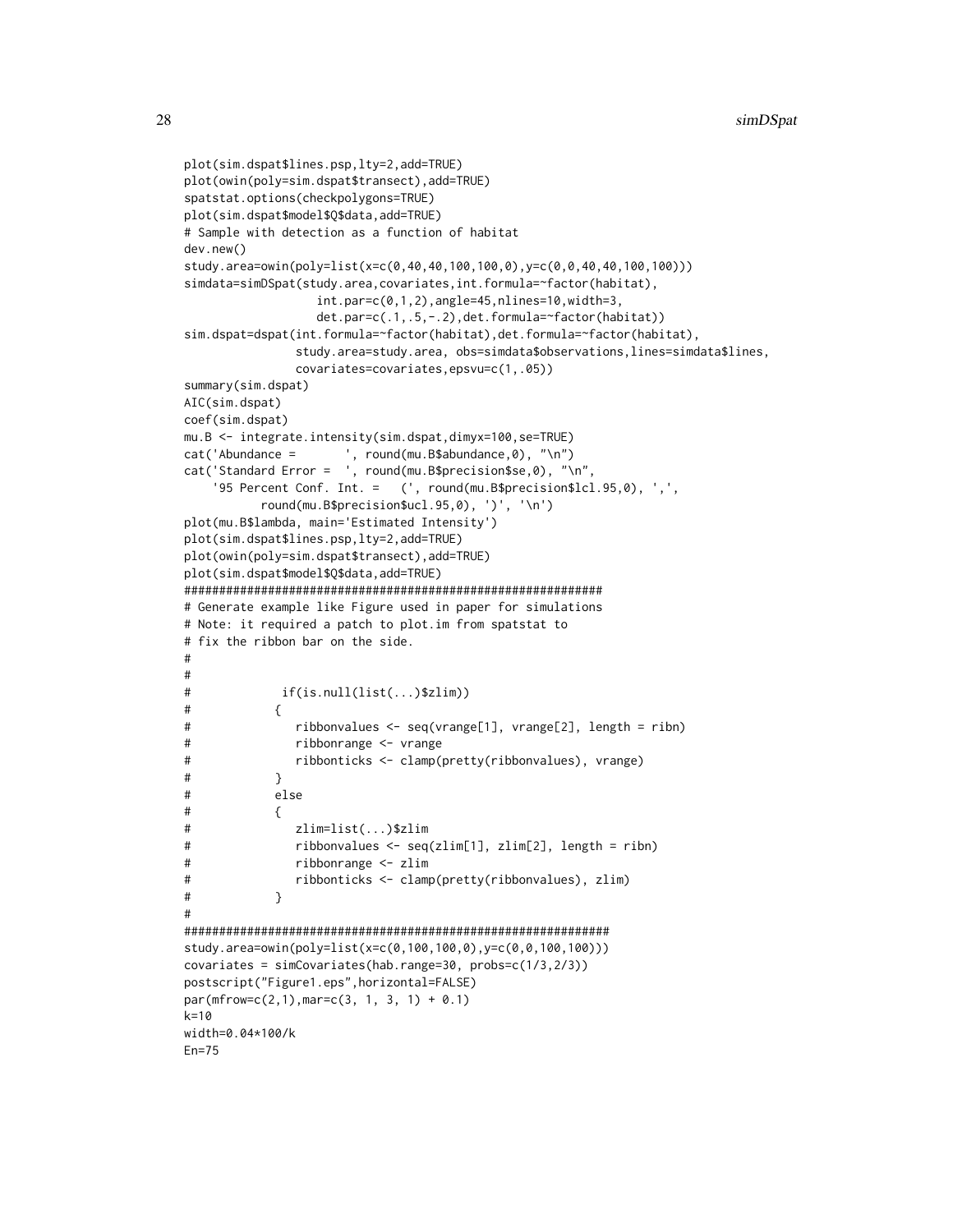```
plot(sim.dspat$lines.psp,lty=2,add=TRUE)
plot(owin(poly=sim.dspat$transect),add=TRUE)
spatstat.options(checkpolygons=TRUE)
plot(sim.dspat$model$Q$data,add=TRUE)
# Sample with detection as a function of habitat
dev.new()
study.area=owin(poly=list(x=c(0,40,40,100,100,0),y=c(0,0,40,40,100,100)))
simdata=simDSpat(study.area,covariates,int.formula=~factor(habitat),
                 int.par=c(0,1,2),angle=45,nlines=10,width=3,
                 det.par=c(.1,.5,-.2),det.formula=~factor(habitat))
sim.dspat=dspat(int.formula=~factor(habitat),det.formula=~factor(habitat),
               study.area=study.area, obs=simdata$observations,lines=simdata$lines,
               covariates=covariates,epsvu=c(1,.05))
summary(sim.dspat)
AIC(sim.dspat)
coef(sim.dspat)
mu.B <- integrate.intensity(sim.dspat,dimyx=100,se=TRUE)
cat('Abundance =       ', round(mu.B$abundance,0), "\n")
cat('Standard Error =  ', round(mu.B$precision$se,0), "\n",
    '95 Percent Conf. Int. =   (', round(mu.B$precision$lcl.95,0), ',',
         round(mu.B$precision$ucl.95,0), ')', '\n')
plot(mu.B$lambda, main='Estimated Intensity')
plot(sim.dspat$lines.psp,lty=2,add=TRUE)
plot(owin(poly=sim.dspat$transect),add=TRUE)
plot(sim.dspat$model$Q$data,add=TRUE)
##############################################################
# Generate example like Figure used in paper for simulations
# Note: it required a patch to plot.im from spatstat to
# fix the ribbon bar on the side.
#
#
#             if(is.null(list(...)$zlim))
#            {
#               ribbonvalues <- seq(vrange[1], vrange[2], length = ribn)
#               ribbonrange <- vrange
#               ribbonticks <- clamp(pretty(ribbonvalues), vrange)
#            }
#            else
#            {
#               zlim=list(...)$zlim
#               ribbonvalues <- seq(zlim[1], zlim[2], length = ribn)
#               ribbonrange <- zlim
#               ribbonticks <- clamp(pretty(ribbonvalues), zlim)
#            }
#
##############################################################
study.area=owin(poly=list(x=c(0,100,100,0),y=c(0,0,100,100)))
covariates = simCovariates(hab.range=30, probs=c(1/3,2/3))
postscript("Figure1.eps",horizontal=FALSE)
par(mfrow=c(2,1),mar=c(3, 1, 3, 1) + 0.1)
k=10
width=0.04*100/k
En=75
```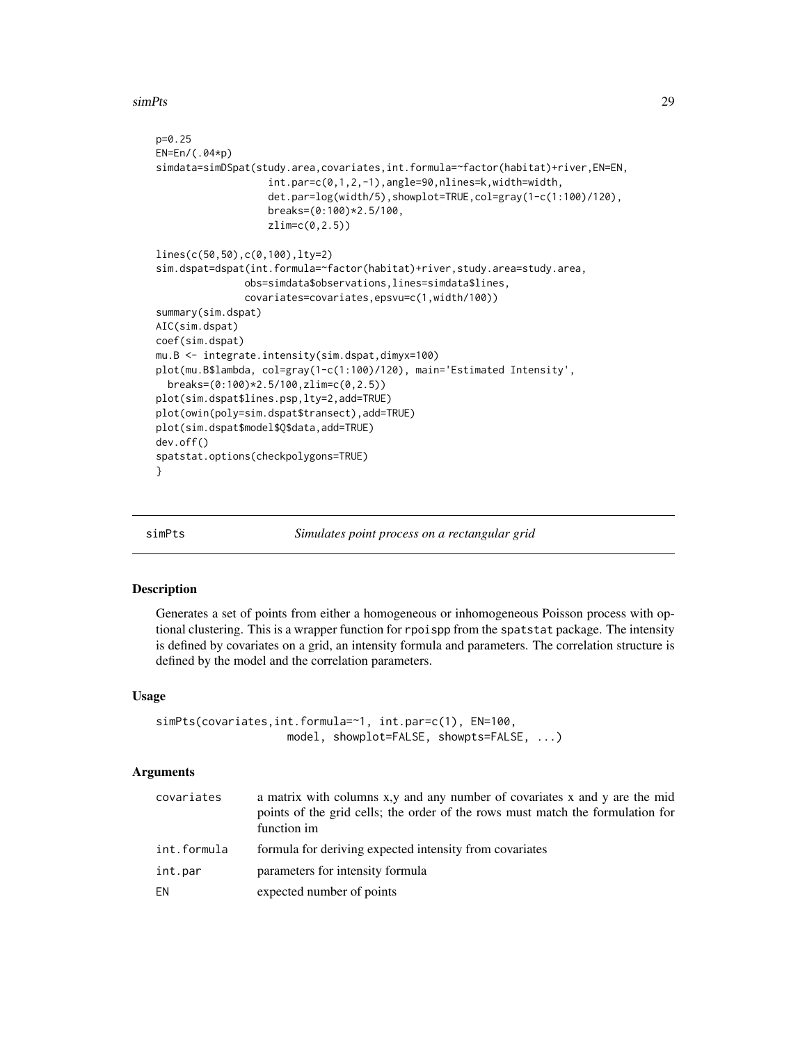```
p=0.25
EN=En/(.04*p)
simdata=simDSpat(study.area,covariates,int.formula=~factor(habitat)+river,EN=EN,
                  int.par=c(0,1,2,-1),angle=90,nlines=k,width=width,
                  det.par=log(width/5),showplot=TRUE,col=gray(1-c(1:100)/120),
                  breaks=(0:100)*2.5/100,
                  zlim=c(0,2.5))

lines(c(50,50),c(0,100),lty=2)
sim.dspat=dspat(int.formula=~factor(habitat)+river,study.area=study.area,
              obs=simdata$observations,lines=simdata$lines,
              covariates=covariates,epsvu=c(1,width/100))
summary(sim.dspat)
AIC(sim.dspat)
coef(sim.dspat)
mu.B <- integrate.intensity(sim.dspat,dimyx=100)
plot(mu.B$lambda, col=gray(1-c(1:100)/120), main='Estimated Intensity',
  breaks=(0:100)*2.5/100,zlim=c(0,2.5))
plot(sim.dspat$lines.psp,lty=2,add=TRUE)
plot(owin(poly=sim.dspat$transect),add=TRUE)
plot(sim.dspat$model$Q$data,add=TRUE)
dev.off()
spatstat.options(checkpolygons=TRUE)
}
```

---

## simPts — *Simulates point process on a rectangular grid*

### Description

Generates a set of points from either a homogeneous or inhomogeneous Poisson process with optional clustering. This is a wrapper function for `rpoispp` from the `spatstat` package. The intensity is defined by covariates on a grid, an intensity formula and parameters. The correlation structure is defined by the model and the correlation parameters.

### Usage

```
simPts(covariates,int.formula=~1, int.par=c(1), EN=100,
                    model, showplot=FALSE, showpts=FALSE, ...)
```

### Arguments

| | |
|---|---|
| `covariates` | a matrix with columns x,y and any number of covariates x and y are the mid points of the grid cells; the order of the rows must match the formulation for function im |
| `int.formula` | formula for deriving expected intensity from covariates |
| `int.par` | parameters for intensity formula |
| `EN` | expected number of points |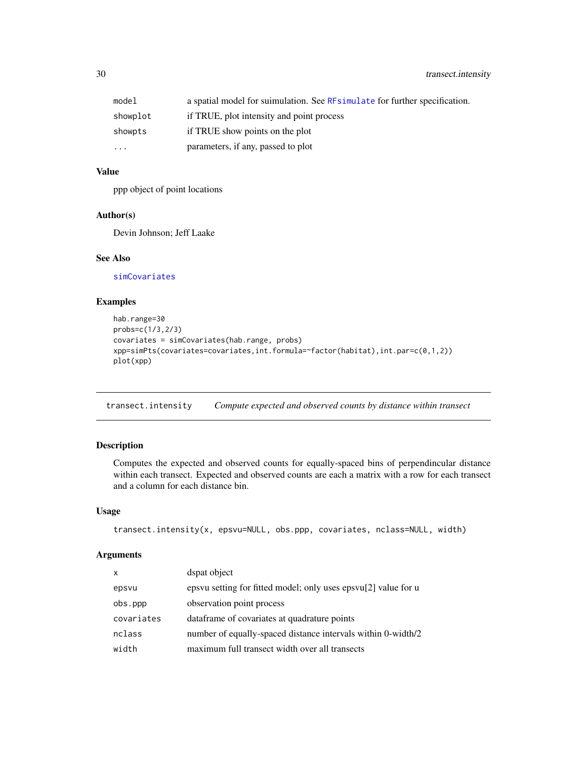| | |
|---|---|
| model | a spatial model for suimulation. See RFsimulate for further specification. |
| showplot | if TRUE, plot intensity and point process |
| showpts | if TRUE show points on the plot |
| ... | parameters, if any, passed to plot |

### Value

ppp object of point locations

### Author(s)

Devin Johnson; Jeff Laake

### See Also

simCovariates

### Examples

```
hab.range=30
probs=c(1/3,2/3)
covariates = simCovariates(hab.range, probs)
xpp=simPts(covariates=covariates,int.formula=~factor(habitat),int.par=c(0,1,2))
plot(xpp)
```

---

## transect.intensity    *Compute expected and observed counts by distance within transect*

### Description

Computes the expected and observed counts for equally-spaced bins of perpendincular distance within each transect. Expected and observed counts are each a matrix with a row for each transect and a column for each distance bin.

### Usage

```
transect.intensity(x, epsvu=NULL, obs.ppp, covariates, nclass=NULL, width)
```

### Arguments

| | |
|---|---|
| x | dspat object |
| epsvu | epsvu setting for fitted model; only uses epsvu[2] value for u |
| obs.ppp | observation point process |
| covariates | dataframe of covariates at quadrature points |
| nclass | number of equally-spaced distance intervals within 0-width/2 |
| width | maximum full transect width over all transects |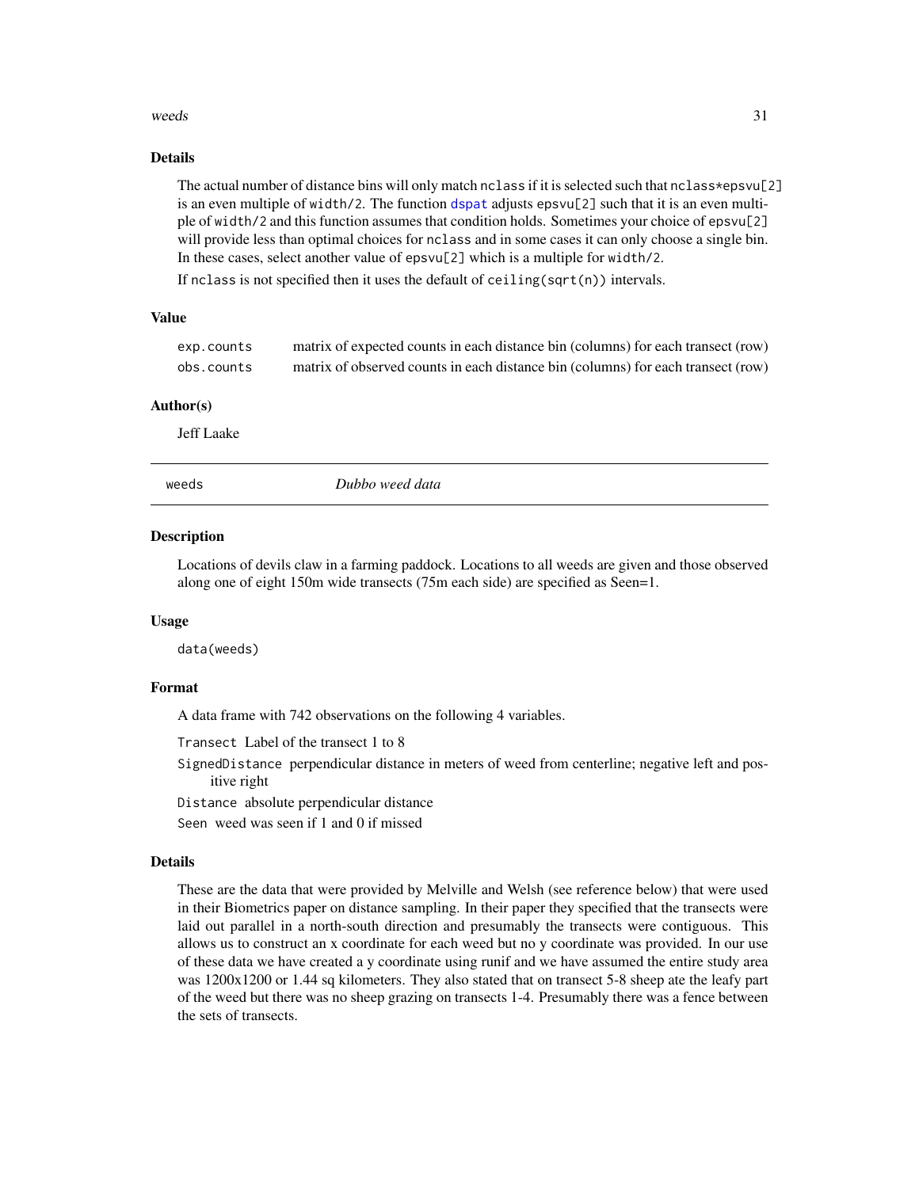### Details

The actual number of distance bins will only match `nclass` if it is selected such that `nclass*epsvu[2]` is an even multiple of `width/2`. The function `dspat` adjusts `epsvu[2]` such that it is an even multiple of `width/2` and this function assumes that condition holds. Sometimes your choice of `epsvu[2]` will provide less than optimal choices for `nclass` and in some cases it can only choose a single bin. In these cases, select another value of `epsvu[2]` which is a multiple for `width/2`.

If `nclass` is not specified then it uses the default of `ceiling(sqrt(n))` intervals.

### Value

| | |
|---|---|
| `exp.counts` | matrix of expected counts in each distance bin (columns) for each transect (row) |
| `obs.counts` | matrix of observed counts in each distance bin (columns) for each transect (row) |

### Author(s)

Jeff Laake

---

## weeds — *Dubbo weed data*

### Description

Locations of devils claw in a farming paddock. Locations to all weeds are given and those observed along one of eight 150m wide transects (75m each side) are specified as Seen=1.

### Usage

```
data(weeds)
```

### Format

A data frame with 742 observations on the following 4 variables.

- `Transect` Label of the transect 1 to 8
- `SignedDistance` perpendicular distance in meters of weed from centerline; negative left and positive right
- `Distance` absolute perpendicular distance
- `Seen` weed was seen if 1 and 0 if missed

### Details

These are the data that were provided by Melville and Welsh (see reference below) that were used in their Biometrics paper on distance sampling. In their paper they specified that the transects were laid out parallel in a north-south direction and presumably the transects were contiguous. This allows us to construct an x coordinate for each weed but no y coordinate was provided. In our use of these data we have created a y coordinate using runif and we have assumed the entire study area was 1200x1200 or 1.44 sq kilometers. They also stated that on transect 5-8 sheep ate the leafy part of the weed but there was no sheep grazing on transects 1-4. Presumably there was a fence between the sets of transects.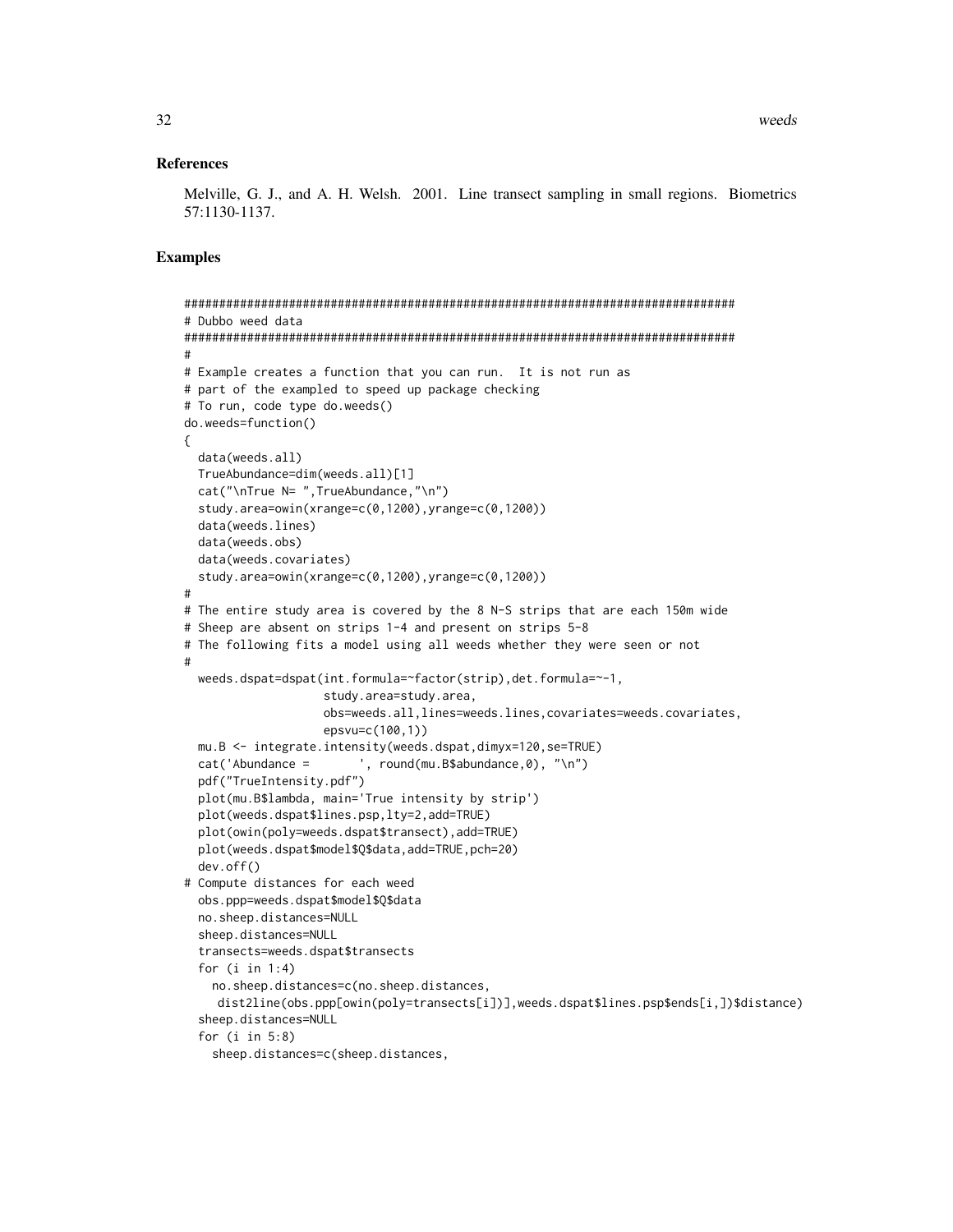## References

Melville, G. J., and A. H. Welsh. 2001. Line transect sampling in small regions. Biometrics 57:1130-1137.

## Examples

```
###############################################################################
# Dubbo weed data
###############################################################################
#
# Example creates a function that you can run.  It is not run as
# part of the exampled to speed up package checking
# To run, code type do.weeds()
do.weeds=function()
{
  data(weeds.all)
  TrueAbundance=dim(weeds.all)[1]
  cat("\nTrue N= ",TrueAbundance,"\n")
  study.area=owin(xrange=c(0,1200),yrange=c(0,1200))
  data(weeds.lines)
  data(weeds.obs)
  data(weeds.covariates)
  study.area=owin(xrange=c(0,1200),yrange=c(0,1200))
#
# The entire study area is covered by the 8 N-S strips that are each 150m wide
# Sheep are absent on strips 1-4 and present on strips 5-8
# The following fits a model using all weeds whether they were seen or not
#
  weeds.dspat=dspat(int.formula=~factor(strip),det.formula=~-1,
                    study.area=study.area,
                    obs=weeds.all,lines=weeds.lines,covariates=weeds.covariates,
                    epsvu=c(100,1))
  mu.B <- integrate.intensity(weeds.dspat,dimyx=120,se=TRUE)
  cat('Abundance =       ', round(mu.B$abundance,0), "\n")
  pdf("TrueIntensity.pdf")
  plot(mu.B$lambda, main='True intensity by strip')
  plot(weeds.dspat$lines.psp,lty=2,add=TRUE)
  plot(owin(poly=weeds.dspat$transect),add=TRUE)
  plot(weeds.dspat$model$Q$data,add=TRUE,pch=20)
  dev.off()
# Compute distances for each weed
  obs.ppp=weeds.dspat$model$Q$data
  no.sheep.distances=NULL
  sheep.distances=NULL
  transects=weeds.dspat$transects
  for (i in 1:4)
    no.sheep.distances=c(no.sheep.distances,
     dist2line(obs.ppp[owin(poly=transects[i])],weeds.dspat$lines.psp$ends[i,])$distance)
  sheep.distances=NULL
  for (i in 5:8)
    sheep.distances=c(sheep.distances,
```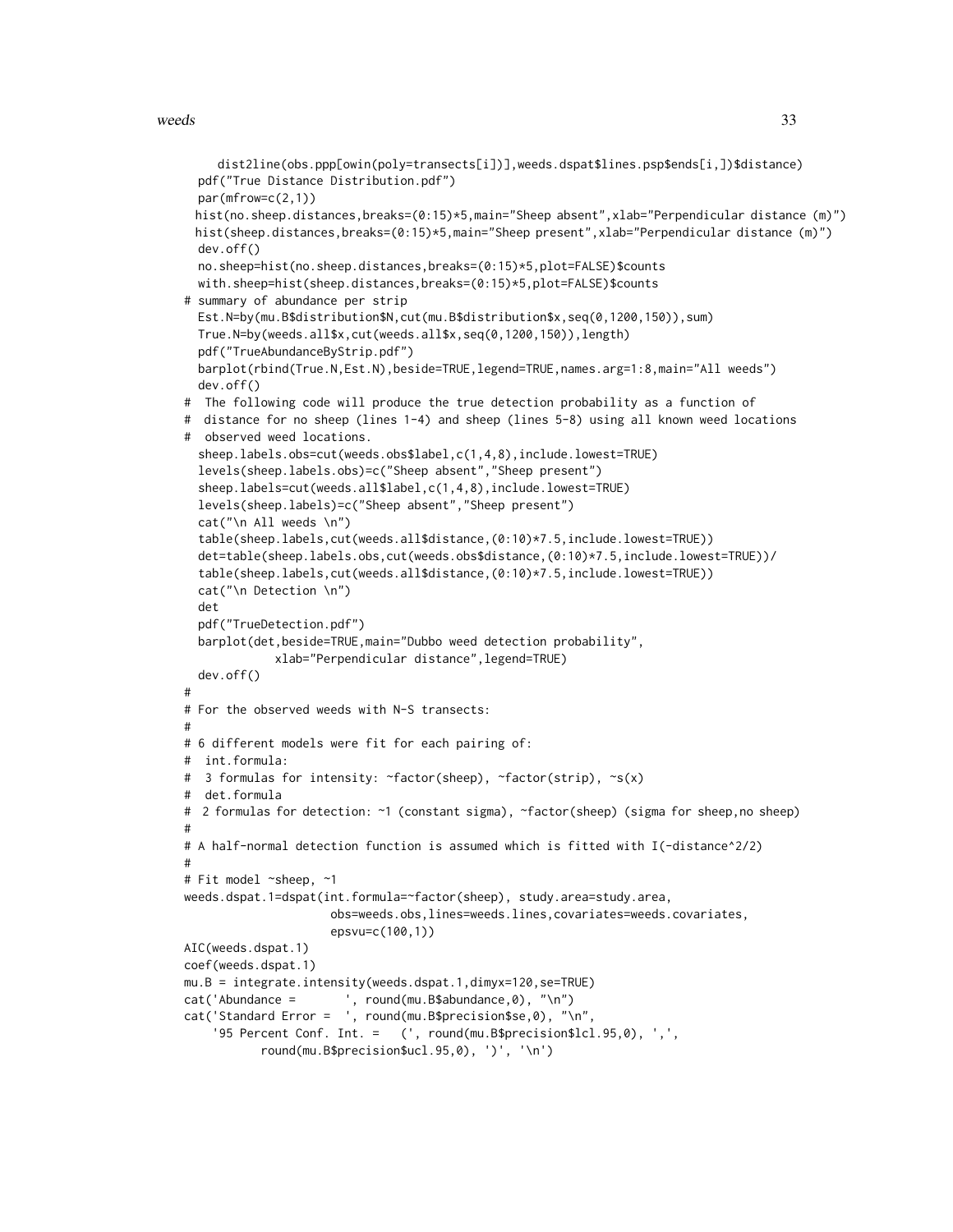```
    dist2line(obs.ppp[owin(poly=transects[i])],weeds.dspat$lines.psp$ends[i,])$distance)
  pdf("True Distance Distribution.pdf")
  par(mfrow=c(2,1))
  hist(no.sheep.distances,breaks=(0:15)*5,main="Sheep absent",xlab="Perpendicular distance (m)")
  hist(sheep.distances,breaks=(0:15)*5,main="Sheep present",xlab="Perpendicular distance (m)")
  dev.off()
  no.sheep=hist(no.sheep.distances,breaks=(0:15)*5,plot=FALSE)$counts
  with.sheep=hist(sheep.distances,breaks=(0:15)*5,plot=FALSE)$counts
# summary of abundance per strip
  Est.N=by(mu.B$distribution$N,cut(mu.B$distribution$x,seq(0,1200,150)),sum)
  True.N=by(weeds.all$x,cut(weeds.all$x,seq(0,1200,150)),length)
  pdf("TrueAbundanceByStrip.pdf")
  barplot(rbind(True.N,Est.N),beside=TRUE,legend=TRUE,names.arg=1:8,main="All weeds")
  dev.off()
#  The following code will produce the true detection probability as a function of
#  distance for no sheep (lines 1-4) and sheep (lines 5-8) using all known weed locations
#  observed weed locations.
  sheep.labels.obs=cut(weeds.obs$label,c(1,4,8),include.lowest=TRUE)
  levels(sheep.labels.obs)=c("Sheep absent","Sheep present")
  sheep.labels=cut(weeds.all$label,c(1,4,8),include.lowest=TRUE)
  levels(sheep.labels)=c("Sheep absent","Sheep present")
  cat("\n All weeds \n")
  table(sheep.labels,cut(weeds.all$distance,(0:10)*7.5,include.lowest=TRUE))
  det=table(sheep.labels.obs,cut(weeds.obs$distance,(0:10)*7.5,include.lowest=TRUE))/
  table(sheep.labels,cut(weeds.all$distance,(0:10)*7.5,include.lowest=TRUE))
  cat("\n Detection \n")
  det
  pdf("TrueDetection.pdf")
  barplot(det,beside=TRUE,main="Dubbo weed detection probability",
           xlab="Perpendicular distance",legend=TRUE)
  dev.off()
#
# For the observed weeds with N-S transects:
#
# 6 different models were fit for each pairing of:
#  int.formula:
#  3 formulas for intensity: ~factor(sheep), ~factor(strip), ~s(x)
#  det.formula
#  2 formulas for detection: ~1 (constant sigma), ~factor(sheep) (sigma for sheep,no sheep)
#
# A half-normal detection function is assumed which is fitted with I(-distance^2/2)
#
# Fit model ~sheep, ~1
weeds.dspat.1=dspat(int.formula=~factor(sheep), study.area=study.area,
                    obs=weeds.obs,lines=weeds.lines,covariates=weeds.covariates,
                    epsvu=c(100,1))
AIC(weeds.dspat.1)
coef(weeds.dspat.1)
mu.B = integrate.intensity(weeds.dspat.1,dimyx=120,se=TRUE)
cat('Abundance =       ', round(mu.B$abundance,0), "\n")
cat('Standard Error =  ', round(mu.B$precision$se,0), "\n",
    '95 Percent Conf. Int. =   (', round(mu.B$precision$lcl.95,0), ',',
          round(mu.B$precision$ucl.95,0), ')', '\n')
```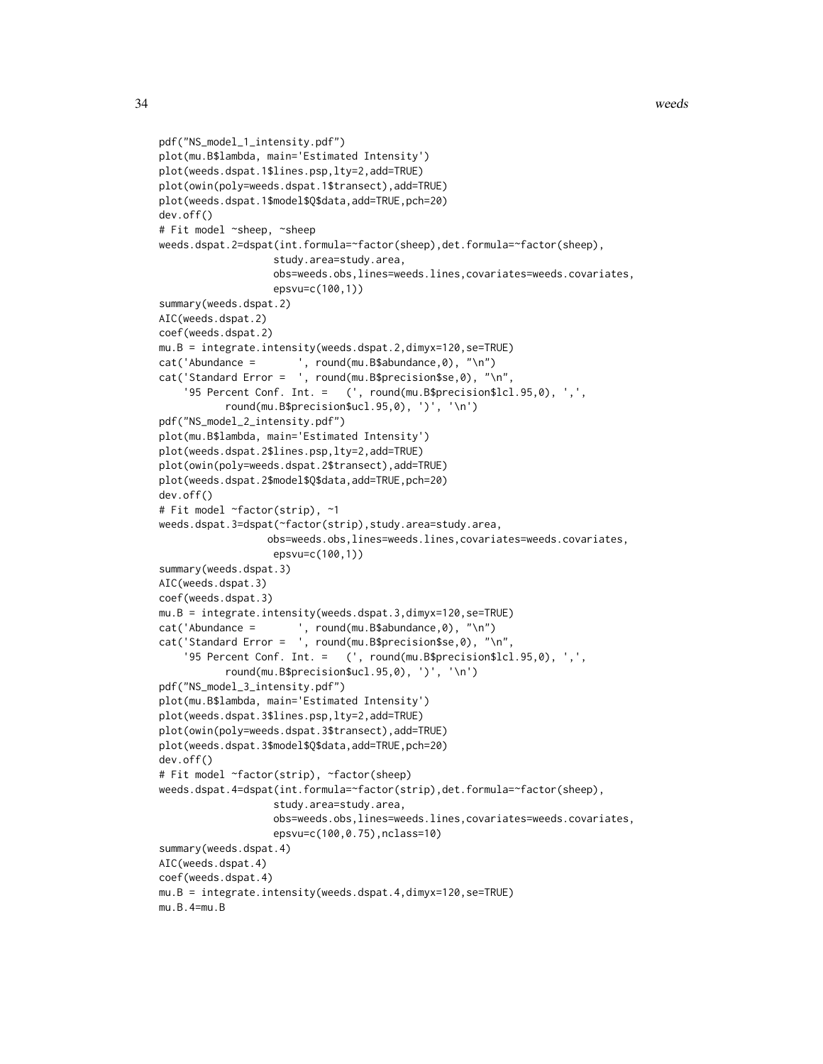```
pdf("NS_model_1_intensity.pdf")
plot(mu.B$lambda, main='Estimated Intensity')
plot(weeds.dspat.1$lines.psp,lty=2,add=TRUE)
plot(owin(poly=weeds.dspat.1$transect),add=TRUE)
plot(weeds.dspat.1$model$Q$data,add=TRUE,pch=20)
dev.off()
# Fit model ~sheep, ~sheep
weeds.dspat.2=dspat(int.formula=~factor(sheep),det.formula=~factor(sheep),
                    study.area=study.area,
                    obs=weeds.obs,lines=weeds.lines,covariates=weeds.covariates,
                    epsvu=c(100,1))
summary(weeds.dspat.2)
AIC(weeds.dspat.2)
coef(weeds.dspat.2)
mu.B = integrate.intensity(weeds.dspat.2,dimyx=120,se=TRUE)
cat('Abundance =       ', round(mu.B$abundance,0), "\n")
cat('Standard Error =  ', round(mu.B$precision$se,0), "\n",
    '95 Percent Conf. Int. =   (', round(mu.B$precision$lcl.95,0), ',',
           round(mu.B$precision$ucl.95,0), ')', '\n')
pdf("NS_model_2_intensity.pdf")
plot(mu.B$lambda, main='Estimated Intensity')
plot(weeds.dspat.2$lines.psp,lty=2,add=TRUE)
plot(owin(poly=weeds.dspat.2$transect),add=TRUE)
plot(weeds.dspat.2$model$Q$data,add=TRUE,pch=20)
dev.off()
# Fit model ~factor(strip), ~1
weeds.dspat.3=dspat(~factor(strip),study.area=study.area,
                   obs=weeds.obs,lines=weeds.lines,covariates=weeds.covariates,
                    epsvu=c(100,1))
summary(weeds.dspat.3)
AIC(weeds.dspat.3)
coef(weeds.dspat.3)
mu.B = integrate.intensity(weeds.dspat.3,dimyx=120,se=TRUE)
cat('Abundance =       ', round(mu.B$abundance,0), "\n")
cat('Standard Error =  ', round(mu.B$precision$se,0), "\n",
    '95 Percent Conf. Int. =   (', round(mu.B$precision$lcl.95,0), ',',
           round(mu.B$precision$ucl.95,0), ')', '\n')
pdf("NS_model_3_intensity.pdf")
plot(mu.B$lambda, main='Estimated Intensity')
plot(weeds.dspat.3$lines.psp,lty=2,add=TRUE)
plot(owin(poly=weeds.dspat.3$transect),add=TRUE)
plot(weeds.dspat.3$model$Q$data,add=TRUE,pch=20)
dev.off()
# Fit model ~factor(strip), ~factor(sheep)
weeds.dspat.4=dspat(int.formula=~factor(strip),det.formula=~factor(sheep),
                    study.area=study.area,
                    obs=weeds.obs,lines=weeds.lines,covariates=weeds.covariates,
                    epsvu=c(100,0.75),nclass=10)
summary(weeds.dspat.4)
AIC(weeds.dspat.4)
coef(weeds.dspat.4)
mu.B = integrate.intensity(weeds.dspat.4,dimyx=120,se=TRUE)
mu.B.4=mu.B
```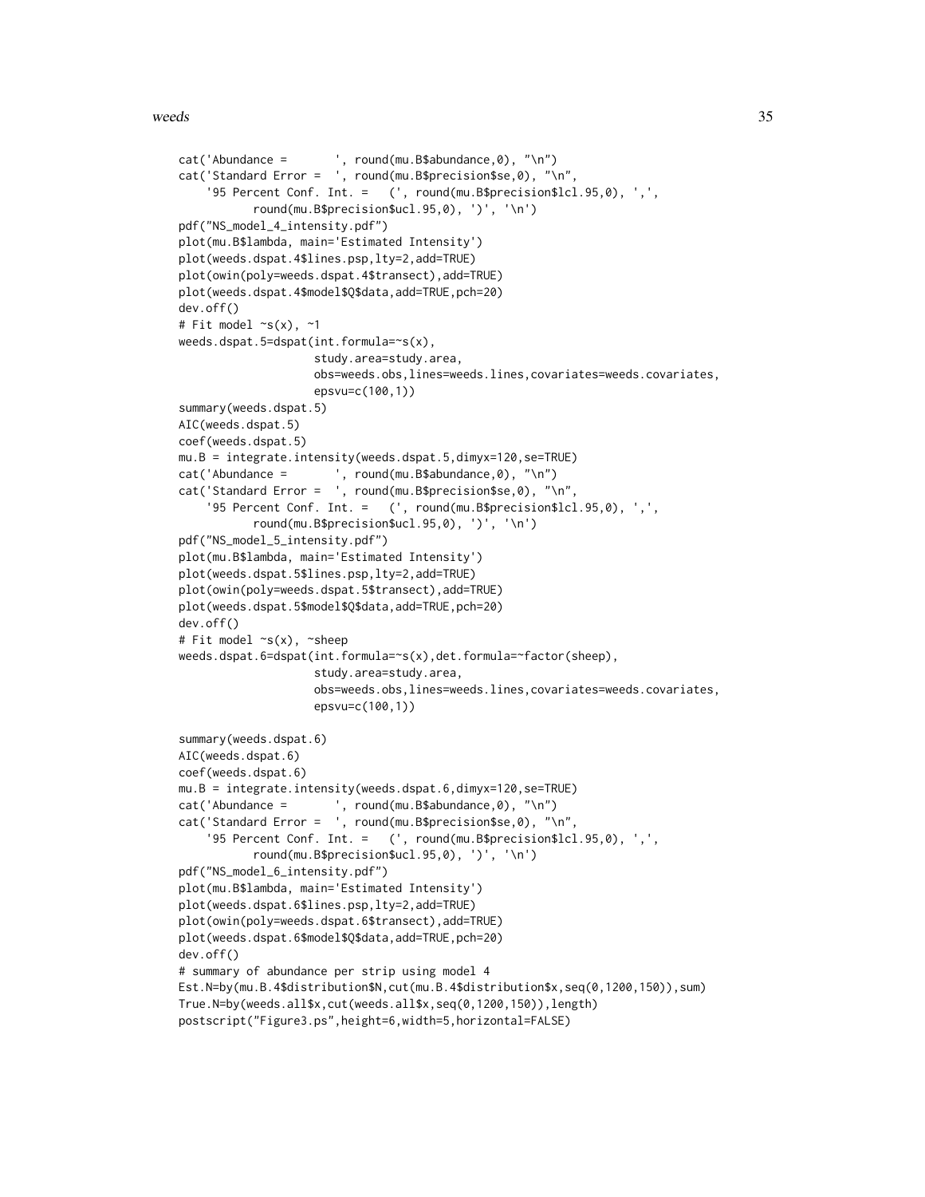```
cat('Abundance =       ', round(mu.B$abundance,0), "\n")
cat('Standard Error =  ', round(mu.B$precision$se,0), "\n",
    '95 Percent Conf. Int. =   (', round(mu.B$precision$lcl.95,0), ',',
          round(mu.B$precision$ucl.95,0), ')', '\n')
pdf("NS_model_4_intensity.pdf")
plot(mu.B$lambda, main='Estimated Intensity')
plot(weeds.dspat.4$lines.psp,lty=2,add=TRUE)
plot(owin(poly=weeds.dspat.4$transect),add=TRUE)
plot(weeds.dspat.4$model$Q$data,add=TRUE,pch=20)
dev.off()
# Fit model ~s(x), ~1
weeds.dspat.5=dspat(int.formula=~s(x),
                    study.area=study.area,
                    obs=weeds.obs,lines=weeds.lines,covariates=weeds.covariates,
                    epsvu=c(100,1))
summary(weeds.dspat.5)
AIC(weeds.dspat.5)
coef(weeds.dspat.5)
mu.B = integrate.intensity(weeds.dspat.5,dimyx=120,se=TRUE)
cat('Abundance =       ', round(mu.B$abundance,0), "\n")
cat('Standard Error =  ', round(mu.B$precision$se,0), "\n",
    '95 Percent Conf. Int. =   (', round(mu.B$precision$lcl.95,0), ',',
          round(mu.B$precision$ucl.95,0), ')', '\n')
pdf("NS_model_5_intensity.pdf")
plot(mu.B$lambda, main='Estimated Intensity')
plot(weeds.dspat.5$lines.psp,lty=2,add=TRUE)
plot(owin(poly=weeds.dspat.5$transect),add=TRUE)
plot(weeds.dspat.5$model$Q$data,add=TRUE,pch=20)
dev.off()
# Fit model ~s(x), ~sheep
weeds.dspat.6=dspat(int.formula=~s(x),det.formula=~factor(sheep),
                    study.area=study.area,
                    obs=weeds.obs,lines=weeds.lines,covariates=weeds.covariates,
                    epsvu=c(100,1))

summary(weeds.dspat.6)
AIC(weeds.dspat.6)
coef(weeds.dspat.6)
mu.B = integrate.intensity(weeds.dspat.6,dimyx=120,se=TRUE)
cat('Abundance =       ', round(mu.B$abundance,0), "\n")
cat('Standard Error =  ', round(mu.B$precision$se,0), "\n",
    '95 Percent Conf. Int. =   (', round(mu.B$precision$lcl.95,0), ',',
          round(mu.B$precision$ucl.95,0), ')', '\n')
pdf("NS_model_6_intensity.pdf")
plot(mu.B$lambda, main='Estimated Intensity')
plot(weeds.dspat.6$lines.psp,lty=2,add=TRUE)
plot(owin(poly=weeds.dspat.6$transect),add=TRUE)
plot(weeds.dspat.6$model$Q$data,add=TRUE,pch=20)
dev.off()
# summary of abundance per strip using model 4
Est.N=by(mu.B.4$distribution$N,cut(mu.B.4$distribution$x,seq(0,1200,150)),sum)
True.N=by(weeds.all$x,cut(weeds.all$x,seq(0,1200,150)),length)
postscript("Figure3.ps",height=6,width=5,horizontal=FALSE)
```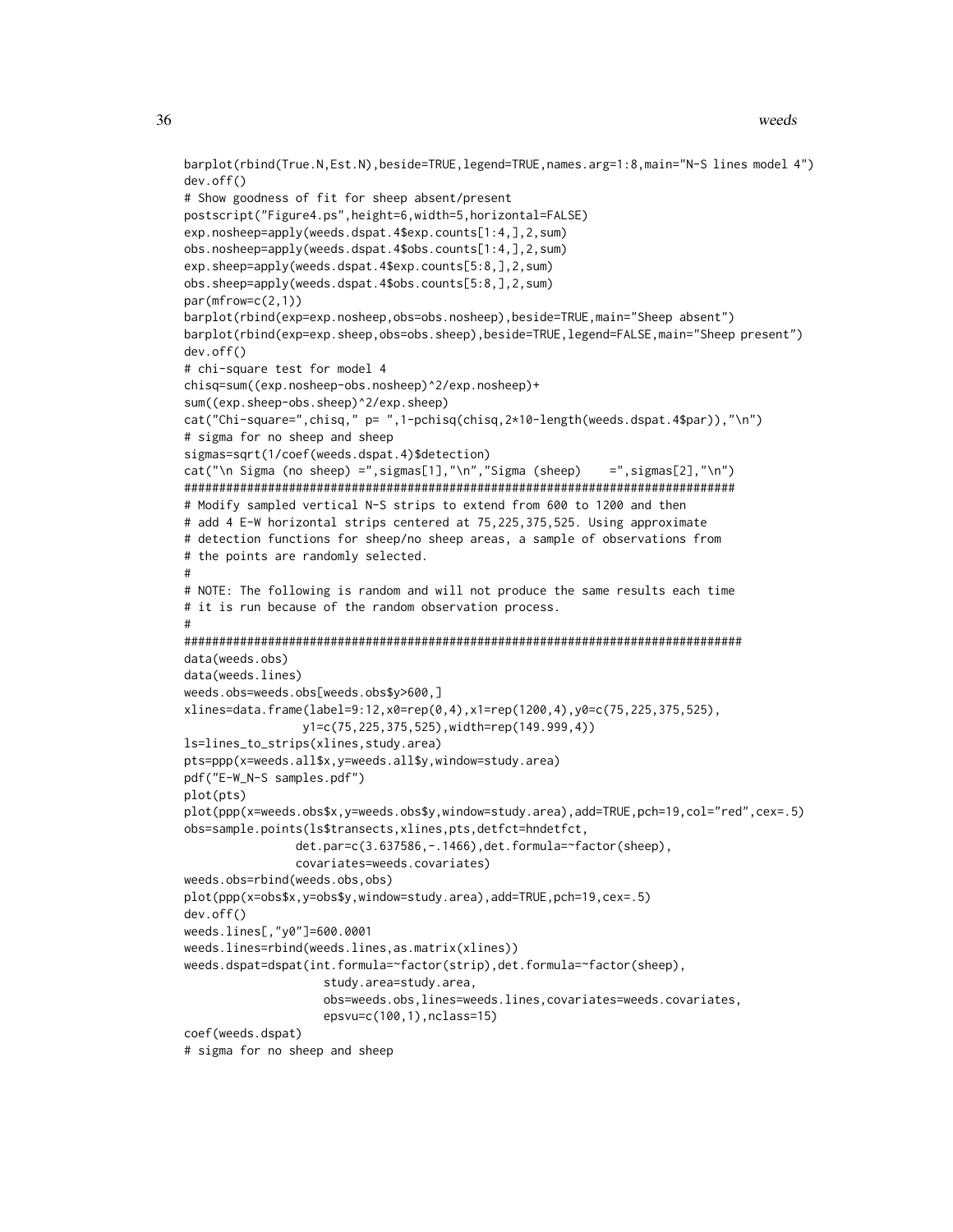```
barplot(rbind(True.N,Est.N),beside=TRUE,legend=TRUE,names.arg=1:8,main="N-S lines model 4")
dev.off()
# Show goodness of fit for sheep absent/present
postscript("Figure4.ps",height=6,width=5,horizontal=FALSE)
exp.nosheep=apply(weeds.dspat.4$exp.counts[1:4,],2,sum)
obs.nosheep=apply(weeds.dspat.4$obs.counts[1:4,],2,sum)
exp.sheep=apply(weeds.dspat.4$exp.counts[5:8,],2,sum)
obs.sheep=apply(weeds.dspat.4$obs.counts[5:8,],2,sum)
par(mfrow=c(2,1))
barplot(rbind(exp=exp.nosheep,obs=obs.nosheep),beside=TRUE,main="Sheep absent")
barplot(rbind(exp=exp.sheep,obs=obs.sheep),beside=TRUE,legend=FALSE,main="Sheep present")
dev.off()
# chi-square test for model 4
chisq=sum((exp.nosheep-obs.nosheep)^2/exp.nosheep)+
sum((exp.sheep-obs.sheep)^2/exp.sheep)
cat("Chi-square=",chisq," p= ",1-pchisq(chisq,2*10-length(weeds.dspat.4$par)),"\n")
# sigma for no sheep and sheep
sigmas=sqrt(1/coef(weeds.dspat.4)$detection)
cat("\n Sigma (no sheep) =",sigmas[1],"\n","Sigma (sheep)    =",sigmas[2],"\n")
################################################################################
# Modify sampled vertical N-S strips to extend from 600 to 1200 and then
# add 4 E-W horizontal strips centered at 75,225,375,525. Using approximate
# detection functions for sheep/no sheep areas, a sample of observations from
# the points are randomly selected.
#
# NOTE: The following is random and will not produce the same results each time
# it is run because of the random observation process.
#
################################################################################
data(weeds.obs)
data(weeds.lines)
weeds.obs=weeds.obs[weeds.obs$y>600,]
xlines=data.frame(label=9:12,x0=rep(0,4),x1=rep(1200,4),y0=c(75,225,375,525),
                y1=c(75,225,375,525),width=rep(149.999,4))
ls=lines_to_strips(xlines,study.area)
pts=ppp(x=weeds.all$x,y=weeds.all$y,window=study.area)
pdf("E-W_N-S samples.pdf")
plot(pts)
plot(ppp(x=weeds.obs$x,y=weeds.obs$y,window=study.area),add=TRUE,pch=19,col="red",cex=.5)
obs=sample.points(ls$transects,xlines,pts,detfct=hndetfct,
               det.par=c(3.637586,-.1466),det.formula=~factor(sheep),
               covariates=weeds.covariates)
weeds.obs=rbind(weeds.obs,obs)
plot(ppp(x=obs$x,y=obs$y,window=study.area),add=TRUE,pch=19,cex=.5)
dev.off()
weeds.lines[,"y0"]=600.0001
weeds.lines=rbind(weeds.lines,as.matrix(xlines))
weeds.dspat=dspat(int.formula=~factor(strip),det.formula=~factor(sheep),
                  study.area=study.area,
                  obs=weeds.obs,lines=weeds.lines,covariates=weeds.covariates,
                  epsvu=c(100,1),nclass=15)
coef(weeds.dspat)
# sigma for no sheep and sheep
```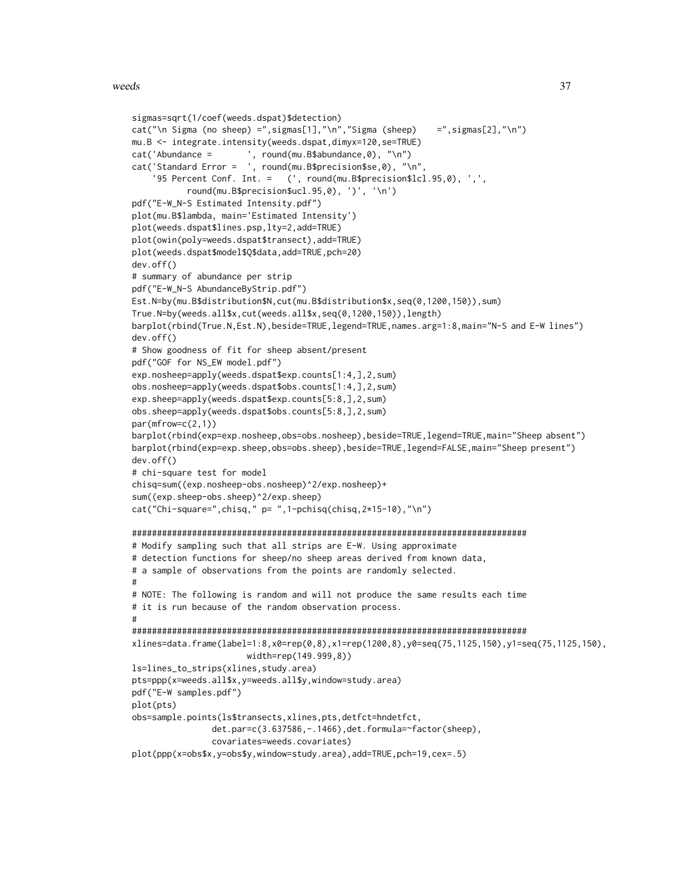```
sigmas=sqrt(1/coef(weeds.dspat)$detection)
cat("\n Sigma (no sheep) =",sigmas[1],"\n","Sigma (sheep)    =",sigmas[2],"\n")
mu.B <- integrate.intensity(weeds.dspat,dimyx=120,se=TRUE)
cat('Abundance =       ', round(mu.B$abundance,0), "\n")
cat('Standard Error =  ', round(mu.B$precision$se,0), "\n",
    '95 Percent Conf. Int. =   (', round(mu.B$precision$lcl.95,0), ',',
          round(mu.B$precision$ucl.95,0), ')', '\n')
pdf("E-W_N-S Estimated Intensity.pdf")
plot(mu.B$lambda, main='Estimated Intensity')
plot(weeds.dspat$lines.psp,lty=2,add=TRUE)
plot(owin(poly=weeds.dspat$transect),add=TRUE)
plot(weeds.dspat$model$Q$data,add=TRUE,pch=20)
dev.off()
# summary of abundance per strip
pdf("E-W_N-S AbundanceByStrip.pdf")
Est.N=by(mu.B$distribution$N,cut(mu.B$distribution$x,seq(0,1200,150)),sum)
True.N=by(weeds.all$x,cut(weeds.all$x,seq(0,1200,150)),length)
barplot(rbind(True.N,Est.N),beside=TRUE,legend=TRUE,names.arg=1:8,main="N-S and E-W lines")
dev.off()
# Show goodness of fit for sheep absent/present
pdf("GOF for NS_EW model.pdf")
exp.nosheep=apply(weeds.dspat$exp.counts[1:4,],2,sum)
obs.nosheep=apply(weeds.dspat$obs.counts[1:4,],2,sum)
exp.sheep=apply(weeds.dspat$exp.counts[5:8,],2,sum)
obs.sheep=apply(weeds.dspat$obs.counts[5:8,],2,sum)
par(mfrow=c(2,1))
barplot(rbind(exp=exp.nosheep,obs=obs.nosheep),beside=TRUE,legend=TRUE,main="Sheep absent")
barplot(rbind(exp=exp.sheep,obs=obs.sheep),beside=TRUE,legend=FALSE,main="Sheep present")
dev.off()
# chi-square test for model
chisq=sum((exp.nosheep-obs.nosheep)^2/exp.nosheep)+
sum((exp.sheep-obs.sheep)^2/exp.sheep)
cat("Chi-square=",chisq," p= ",1-pchisq(chisq,2*15-10),"\n")

################################################################################
# Modify sampling such that all strips are E-W. Using approximate
# detection functions for sheep/no sheep areas derived from known data,
# a sample of observations from the points are randomly selected.
#
# NOTE: The following is random and will not produce the same results each time
# it is run because of the random observation process.
#
################################################################################
xlines=data.frame(label=1:8,x0=rep(0,8),x1=rep(1200,8),y0=seq(75,1125,150),y1=seq(75,1125,150),
                  width=rep(149.999,8))
ls=lines_to_strips(xlines,study.area)
pts=ppp(x=weeds.all$x,y=weeds.all$y,window=study.area)
pdf("E-W samples.pdf")
plot(pts)
obs=sample.points(ls$transects,xlines,pts,detfct=hndetfct,
               det.par=c(3.637586,-.1466),det.formula=~factor(sheep),
               covariates=weeds.covariates)
plot(ppp(x=obs$x,y=obs$y,window=study.area),add=TRUE,pch=19,cex=.5)
```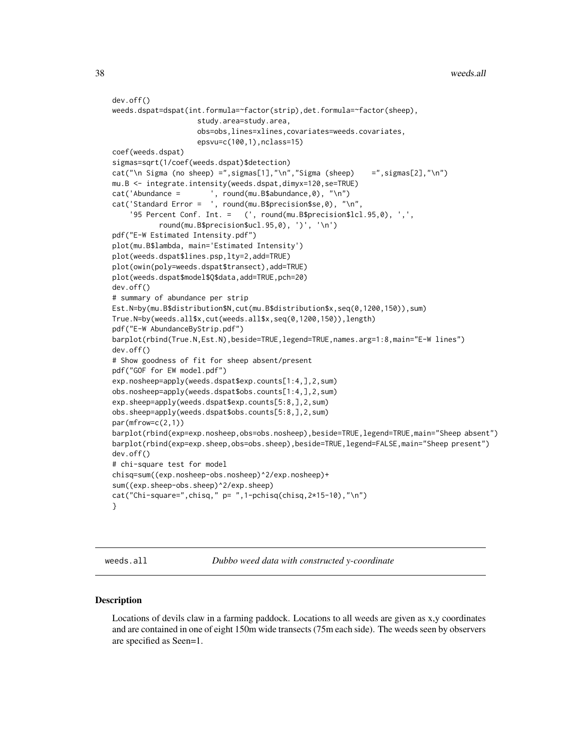```
dev.off()
weeds.dspat=dspat(int.formula=~factor(strip),det.formula=~factor(sheep),
                  study.area=study.area,
                  obs=obs,lines=xlines,covariates=weeds.covariates,
                  epsvu=c(100,1),nclass=15)
coef(weeds.dspat)
sigmas=sqrt(1/coef(weeds.dspat)$detection)
cat("\n Sigma (no sheep) =",sigmas[1],"\n","Sigma (sheep)    =",sigmas[2],"\n")
mu.B <- integrate.intensity(weeds.dspat,dimyx=120,se=TRUE)
cat('Abundance =       ', round(mu.B$abundance,0), "\n")
cat('Standard Error =  ', round(mu.B$precision$se,0), "\n",
    '95 Percent Conf. Int. =   (', round(mu.B$precision$lcl.95,0), ',',
          round(mu.B$precision$ucl.95,0), ')', '\n')
pdf("E-W Estimated Intensity.pdf")
plot(mu.B$lambda, main='Estimated Intensity')
plot(weeds.dspat$lines.psp,lty=2,add=TRUE)
plot(owin(poly=weeds.dspat$transect),add=TRUE)
plot(weeds.dspat$model$Q$data,add=TRUE,pch=20)
dev.off()
# summary of abundance per strip
Est.N=by(mu.B$distribution$N,cut(mu.B$distribution$x,seq(0,1200,150)),sum)
True.N=by(weeds.all$x,cut(weeds.all$x,seq(0,1200,150)),length)
pdf("E-W AbundanceByStrip.pdf")
barplot(rbind(True.N,Est.N),beside=TRUE,legend=TRUE,names.arg=1:8,main="E-W lines")
dev.off()
# Show goodness of fit for sheep absent/present
pdf("GOF for EW model.pdf")
exp.nosheep=apply(weeds.dspat$exp.counts[1:4,],2,sum)
obs.nosheep=apply(weeds.dspat$obs.counts[1:4,],2,sum)
exp.sheep=apply(weeds.dspat$exp.counts[5:8,],2,sum)
obs.sheep=apply(weeds.dspat$obs.counts[5:8,],2,sum)
par(mfrow=c(2,1))
barplot(rbind(exp=exp.nosheep,obs=obs.nosheep),beside=TRUE,legend=TRUE,main="Sheep absent")
barplot(rbind(exp=exp.sheep,obs=obs.sheep),beside=TRUE,legend=FALSE,main="Sheep present")
dev.off()
# chi-square test for model
chisq=sum((exp.nosheep-obs.nosheep)^2/exp.nosheep)+
sum((exp.sheep-obs.sheep)^2/exp.sheep)
cat("Chi-square=",chisq," p= ",1-pchisq(chisq,2*15-10),"\n")
}
```

---

## weeds.all — *Dubbo weed data with constructed y-coordinate*

### Description

Locations of devils claw in a farming paddock. Locations to all weeds are given as x,y coordinates and are contained in one of eight 150m wide transects (75m each side). The weeds seen by observers are specified as Seen=1.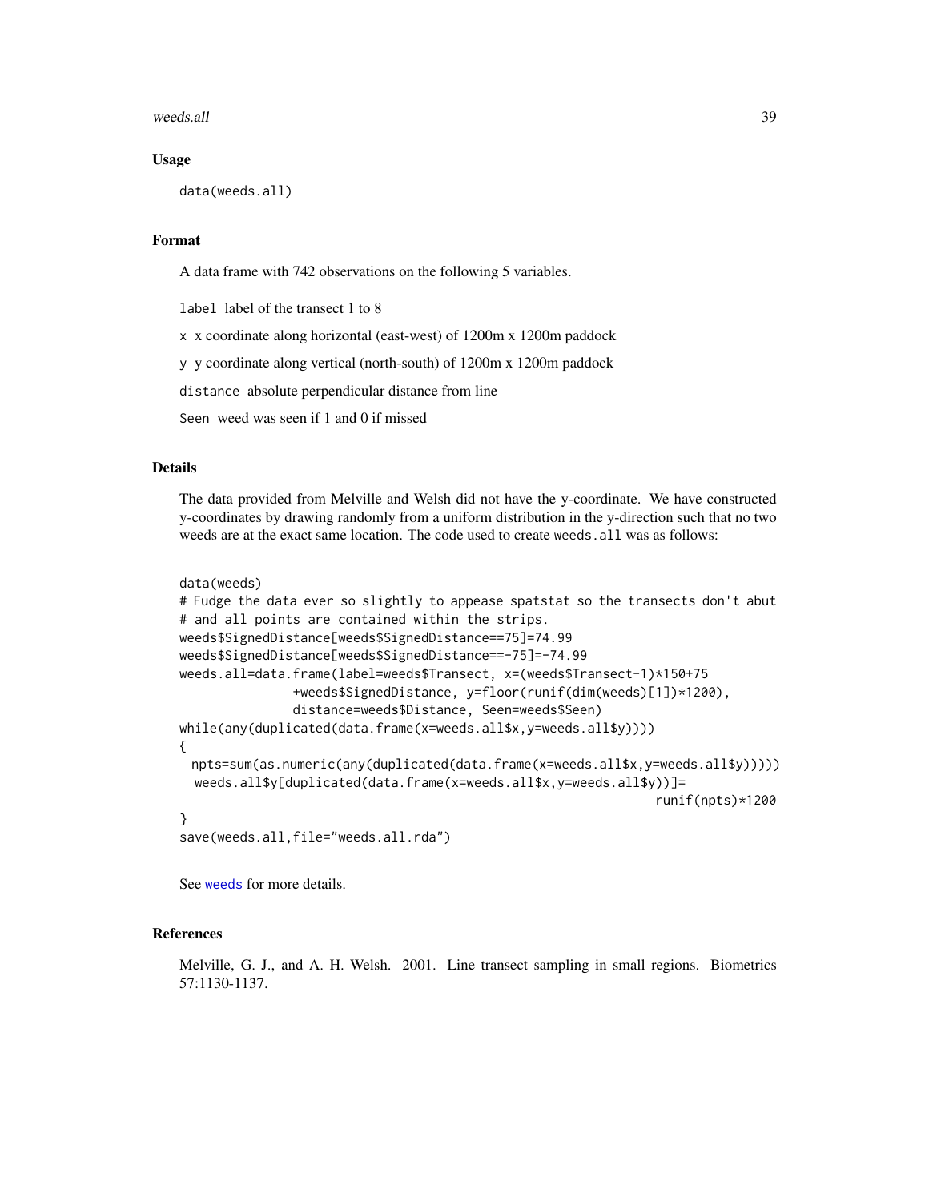### Usage

```
data(weeds.all)
```

### Format

A data frame with 742 observations on the following 5 variables.

`label` label of the transect 1 to 8

`x` x coordinate along horizontal (east-west) of 1200m x 1200m paddock

`y` y coordinate along vertical (north-south) of 1200m x 1200m paddock

`distance` absolute perpendicular distance from line

`Seen` weed was seen if 1 and 0 if missed

### Details

The data provided from Melville and Welsh did not have the y-coordinate. We have constructed y-coordinates by drawing randomly from a uniform distribution in the y-direction such that no two weeds are at the exact same location. The code used to create `weeds.all` was as follows:

```
data(weeds)
# Fudge the data ever so slightly to appease spatstat so the transects don't abut
# and all points are contained within the strips.
weeds$SignedDistance[weeds$SignedDistance==75]=74.99
weeds$SignedDistance[weeds$SignedDistance==-75]=-74.99
weeds.all=data.frame(label=weeds$Transect, x=(weeds$Transect-1)*150+75
               +weeds$SignedDistance, y=floor(runif(dim(weeds)[1])*1200),
               distance=weeds$Distance, Seen=weeds$Seen)
while(any(duplicated(data.frame(x=weeds.all$x,y=weeds.all$y))))
{
  npts=sum(as.numeric(any(duplicated(data.frame(x=weeds.all$x,y=weeds.all$y)))))
   weeds.all$y[duplicated(data.frame(x=weeds.all$x,y=weeds.all$y))]=
                                                                 runif(npts)*1200
}
save(weeds.all,file="weeds.all.rda")
```

See `weeds` for more details.

### References

Melville, G. J., and A. H. Welsh. 2001. Line transect sampling in small regions. Biometrics 57:1130-1137.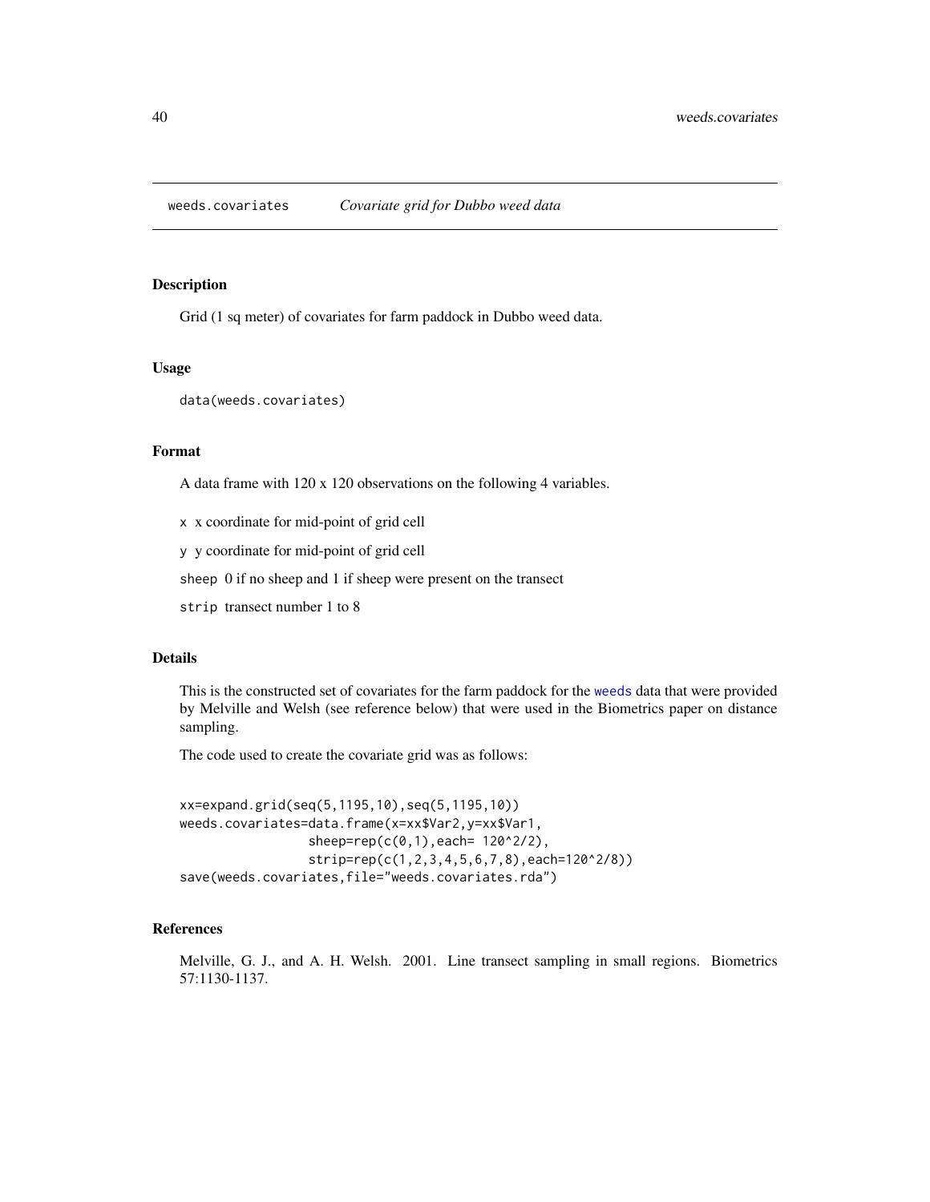# weeds.covariates *Covariate grid for Dubbo weed data*

## Description

Grid (1 sq meter) of covariates for farm paddock in Dubbo weed data.

## Usage

```
data(weeds.covariates)
```

## Format

A data frame with 120 x 120 observations on the following 4 variables.

- `x` x coordinate for mid-point of grid cell
- `y` y coordinate for mid-point of grid cell
- `sheep` 0 if no sheep and 1 if sheep were present on the transect
- `strip` transect number 1 to 8

## Details

This is the constructed set of covariates for the farm paddock for the `weeds` data that were provided by Melville and Welsh (see reference below) that were used in the Biometrics paper on distance sampling.

The code used to create the covariate grid was as follows:

```
xx=expand.grid(seq(5,1195,10),seq(5,1195,10))
weeds.covariates=data.frame(x=xx$Var2,y=xx$Var1,
                 sheep=rep(c(0,1),each= 120^2/2),
                 strip=rep(c(1,2,3,4,5,6,7,8),each=120^2/8))
save(weeds.covariates,file="weeds.covariates.rda")
```

## References

Melville, G. J., and A. H. Welsh. 2001. Line transect sampling in small regions. Biometrics 57:1130-1137.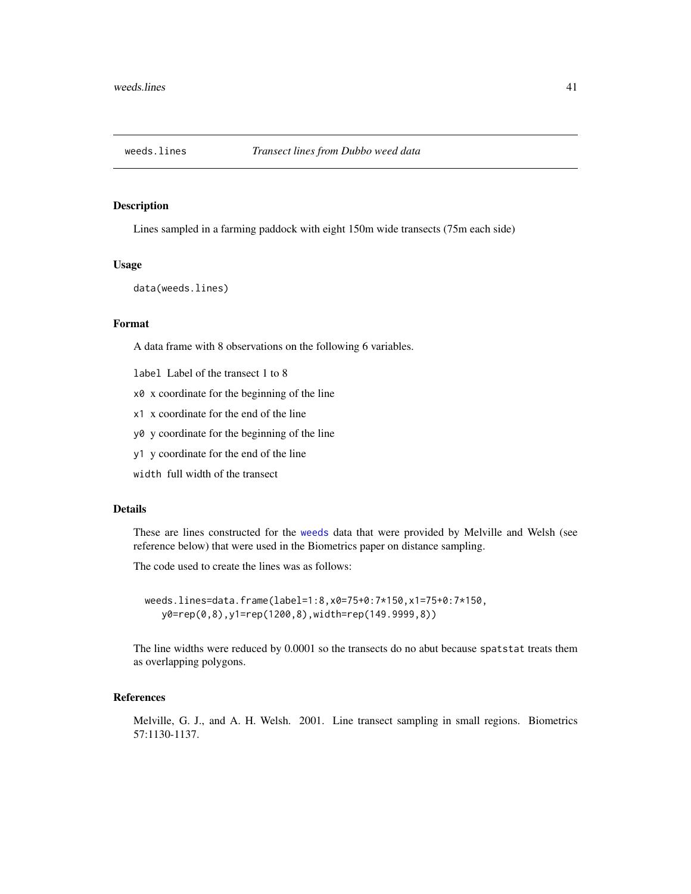## weeds.lines *Transect lines from Dubbo weed data*

### Description

Lines sampled in a farming paddock with eight 150m wide transects (75m each side)

### Usage

```
data(weeds.lines)
```

### Format

A data frame with 8 observations on the following 6 variables.

- `label` Label of the transect 1 to 8
- `x0` x coordinate for the beginning of the line
- `x1` x coordinate for the end of the line
- `y0` y coordinate for the beginning of the line
- `y1` y coordinate for the end of the line
- `width` full width of the transect

### Details

These are lines constructed for the `weeds` data that were provided by Melville and Welsh (see reference below) that were used in the Biometrics paper on distance sampling.

The code used to create the lines was as follows:

```
weeds.lines=data.frame(label=1:8,x0=75+0:7*150,x1=75+0:7*150,
    y0=rep(0,8),y1=rep(1200,8),width=rep(149.9999,8))
```

The line widths were reduced by 0.0001 so the transects do no abut because `spatstat` treats them as overlapping polygons.

### References

Melville, G. J., and A. H. Welsh. 2001. Line transect sampling in small regions. Biometrics 57:1130-1137.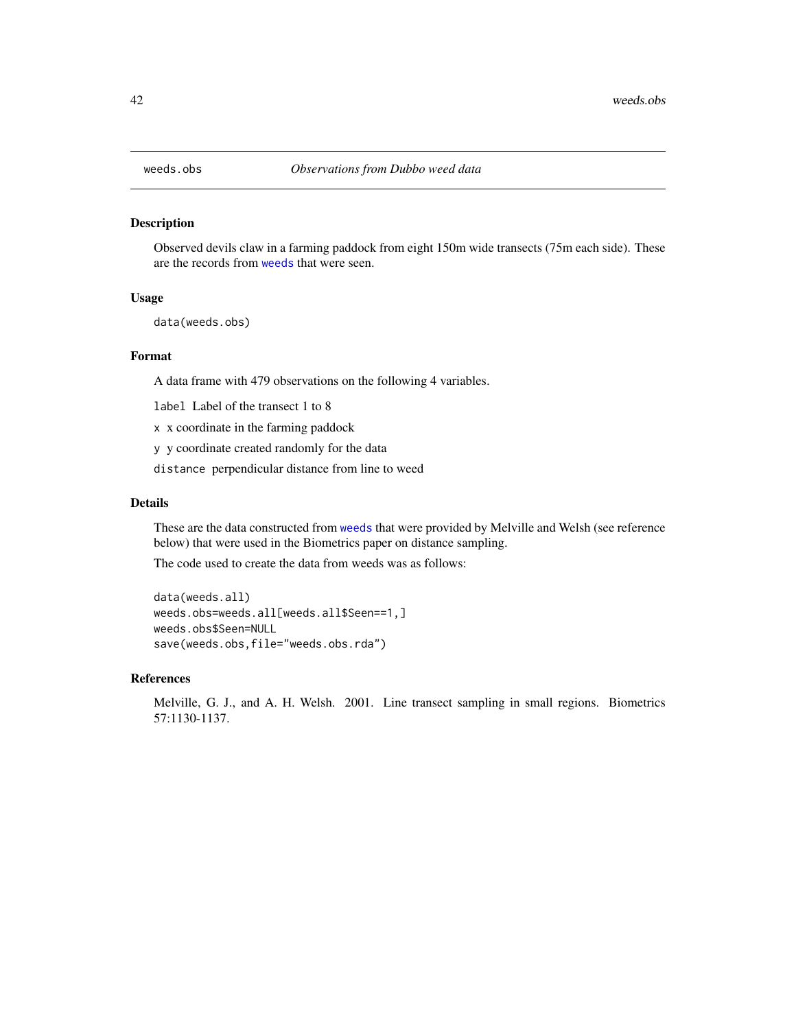# weeds.obs — *Observations from Dubbo weed data*

## Description

Observed devils claw in a farming paddock from eight 150m wide transects (75m each side). These are the records from `weeds` that were seen.

## Usage

```
data(weeds.obs)
```

## Format

A data frame with 479 observations on the following 4 variables.

- `label` Label of the transect 1 to 8
- `x` x coordinate in the farming paddock
- `y` y coordinate created randomly for the data
- `distance` perpendicular distance from line to weed

## Details

These are the data constructed from `weeds` that were provided by Melville and Welsh (see reference below) that were used in the Biometrics paper on distance sampling.

The code used to create the data from weeds was as follows:

```
data(weeds.all)
weeds.obs=weeds.all[weeds.all$Seen==1,]
weeds.obs$Seen=NULL
save(weeds.obs,file="weeds.obs.rda")
```

## References

Melville, G. J., and A. H. Welsh. 2001. Line transect sampling in small regions. Biometrics 57:1130-1137.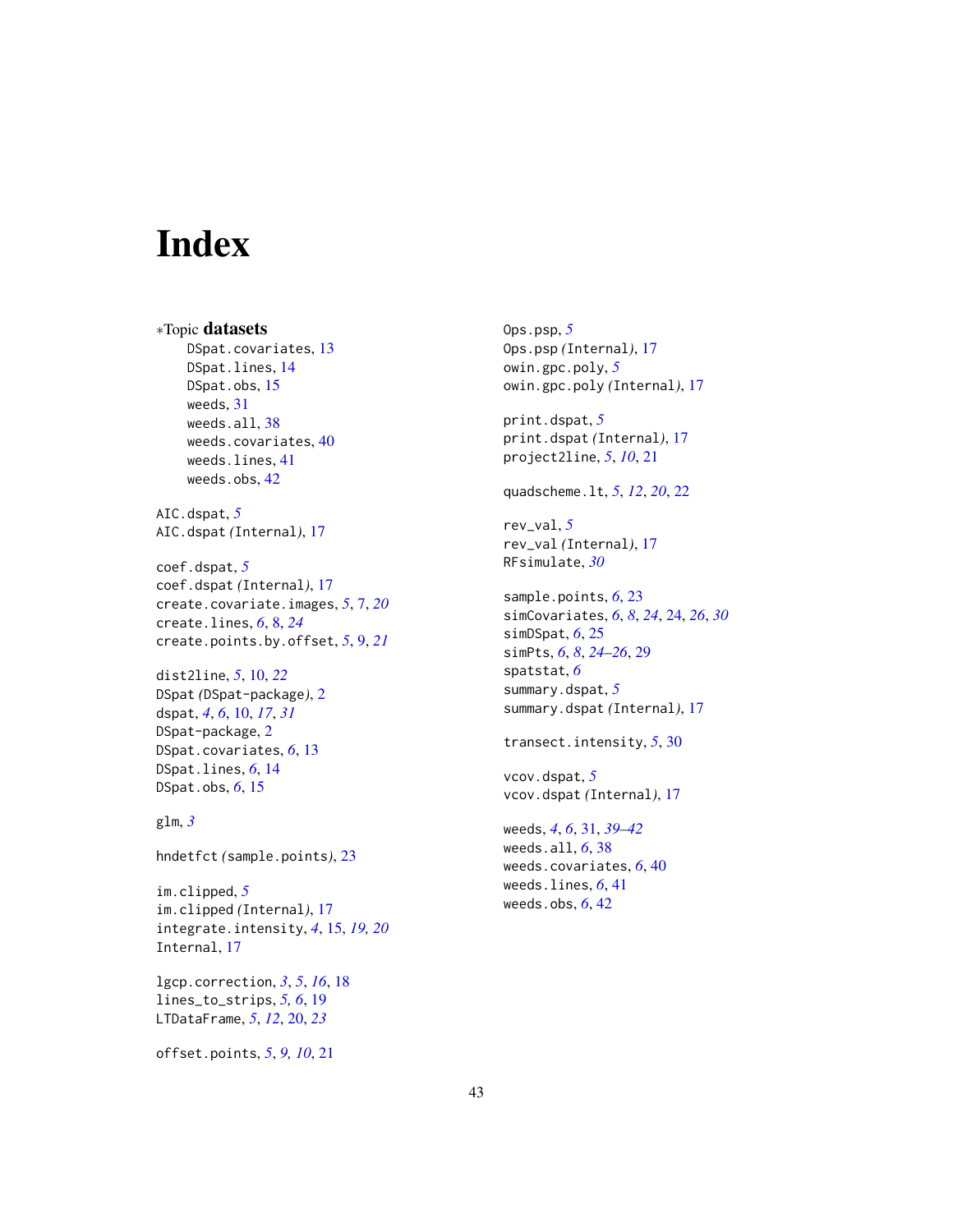# Index

*Topic **datasets**
- DSpat.covariates, 13
- DSpat.lines, 14
- DSpat.obs, 15
- weeds, 31
- weeds.all, 38
- weeds.covariates, 40
- weeds.lines, 41
- weeds.obs, 42

AIC.dspat, *5*
AIC.dspat *(*Internal*)*, 17

coef.dspat, *5*
coef.dspat *(*Internal*)*, 17
create.covariate.images, *5*, 7, *20*
create.lines, *6*, 8, *24*
create.points.by.offset, *5*, 9, *21*

dist2line, *5*, 10, *22*
DSpat *(*DSpat-package*)*, 2
dspat, *4*, *6*, 10, *17*, *31*
DSpat-package, 2
DSpat.covariates, *6*, 13
DSpat.lines, *6*, 14
DSpat.obs, *6*, 15

glm, *3*

hndetfct *(*sample.points*)*, 23

im.clipped, *5*
im.clipped *(*Internal*)*, 17
integrate.intensity, *4*, 15, *19, 20*
Internal, 17

lgcp.correction, *3*, *5*, *16*, 18
lines_to_strips, *5, 6*, 19
LTDataFrame, *5*, *12*, 20, *23*

offset.points, *5*, *9, 10*, 21

Ops.psp, *5*
Ops.psp *(*Internal*)*, 17
owin.gpc.poly, *5*
owin.gpc.poly *(*Internal*)*, 17

print.dspat, *5*
print.dspat *(*Internal*)*, 17
project2line, *5*, *10*, 21

quadscheme.lt, *5*, *12*, *20*, 22

rev_val, *5*
rev_val *(*Internal*)*, 17
RFsimulate, *30*

sample.points, *6*, 23
simCovariates, *6*, *8*, *24*, 24, *26*, *30*
simDSpat, *6*, 25
simPts, *6*, *8*, *24–26*, 29
spatstat, *6*
summary.dspat, *5*
summary.dspat *(*Internal*)*, 17

transect.intensity, *5*, 30

vcov.dspat, *5*
vcov.dspat *(*Internal*)*, 17

weeds, *4*, *6*, 31, *39–42*
weeds.all, *6*, 38
weeds.covariates, *6*, 40
weeds.lines, *6*, 41
weeds.obs, *6*, 42